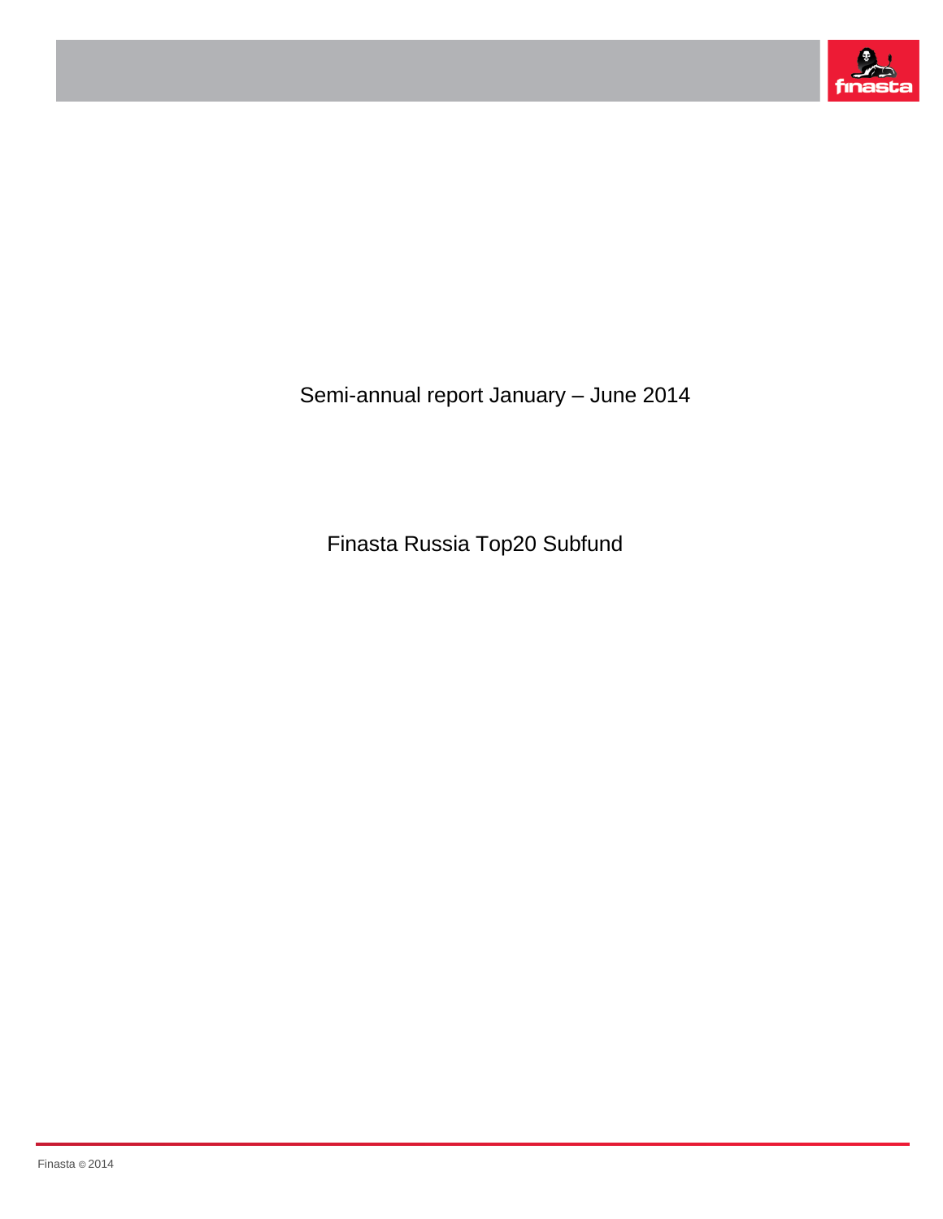# Semi-annual report January – June 2014

## Finasta Russia Top20 Subfund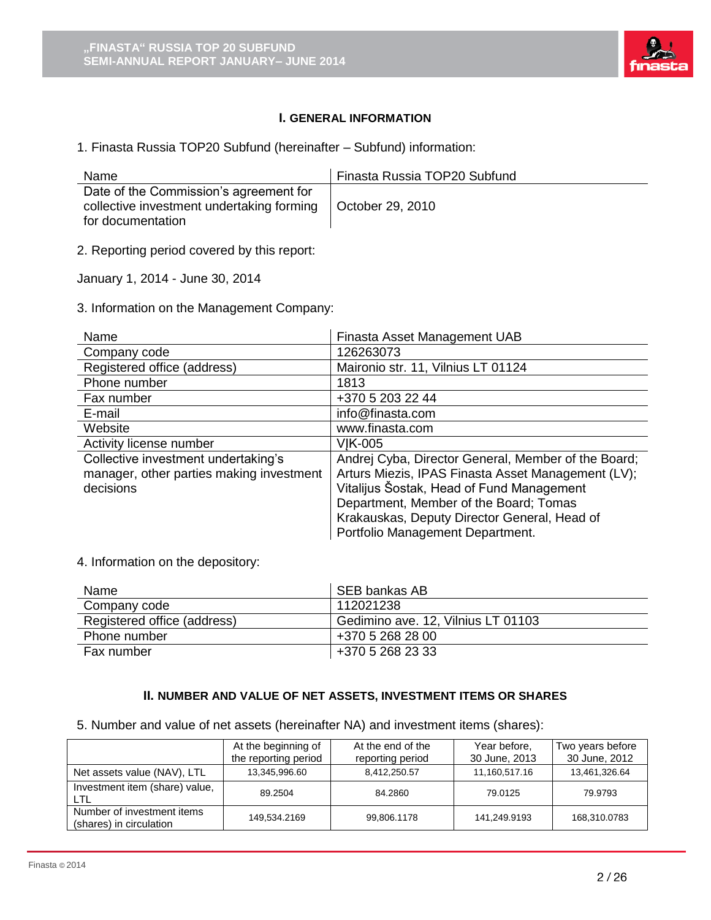## I. GENERAL INFORMATION

1. Finasta Russia TOP20 Subfund (hereinafter – Subfund) information:

| Name | Finasta Russia TOP20 Subfund |
|---|---|
| Date of the Commission's agreement for collective investment undertaking forming for documentation | October 29, 2010 |

2. Reporting period covered by this report:

January 1, 2014 - June 30, 2014

3. Information on the Management Company:

| Name | Finasta Asset Management UAB |
|---|---|
| Company code | 126263073 |
| Registered office (address) | Maironio str. 11, Vilnius LT 01124 |
| Phone number | 1813 |
| Fax number | +370 5 203 22 44 |
| E-mail | info@finasta.com |
| Website | www.finasta.com |
| Activity license number | VĮK-005 |
| Collective investment undertaking's manager, other parties making investment decisions | Andrej Cyba, Director General, Member of the Board; Arturs Miezis, IPAS Finasta Asset Management (LV); Vitalijus Šostak, Head of Fund Management Department, Member of the Board; Tomas Krakauskas, Deputy Director General, Head of Portfolio Management Department. |

4. Information on the depository:

| Name | SEB bankas AB |
|---|---|
| Company code | 112021238 |
| Registered office (address) | Gedimino ave. 12, Vilnius LT 01103 |
| Phone number | +370 5 268 28 00 |
| Fax number | +370 5 268 23 33 |

## II. NUMBER AND VALUE OF NET ASSETS, INVESTMENT ITEMS OR SHARES

5. Number and value of net assets (hereinafter NA) and investment items (shares):

| | At the beginning of the reporting period | At the end of the reporting period | Year before, 30 June, 2013 | Two years before 30 June, 2012 |
|---|---|---|---|---|
| Net assets value (NAV), LTL | 13,345,996.60 | 8,412,250.57 | 11,160,517.16 | 13,461,326.64 |
| Investment item (share) value, LTL | 89.2504 | 84.2860 | 79.0125 | 79.9793 |
| Number of investment items (shares) in circulation | 149,534.2169 | 99,806.1178 | 141,249.9193 | 168,310.0783 |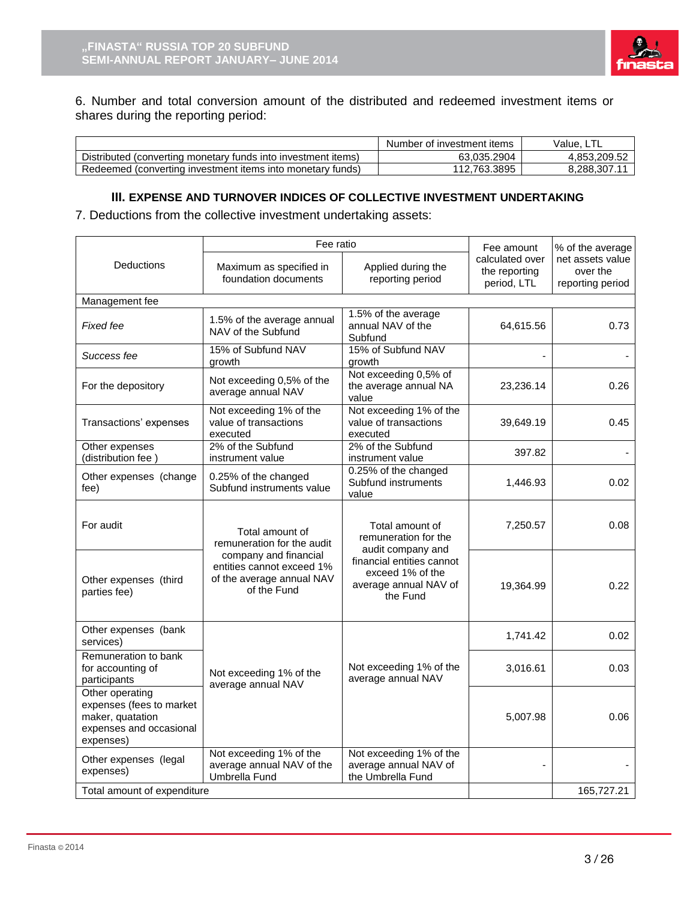6. Number and total conversion amount of the distributed and redeemed investment items or shares during the reporting period:

| | Number of investment items | Value, LTL |
|---|---|---|
| Distributed (converting monetary funds into investment items) | 63,035.2904 | 4,853,209.52 |
| Redeemed (converting investment items into monetary funds) | 112,763.3895 | 8,288,307.11 |

### III. EXPENSE AND TURNOVER INDICES OF COLLECTIVE INVESTMENT UNDERTAKING

7. Deductions from the collective investment undertaking assets:

| Deductions | Fee ratio | | Fee amount calculated over the reporting period, LTL | % of the average net assets value over the reporting period |
|---|---|---|---|---|
| | Maximum as specified in foundation documents | Applied during the reporting period | | |
| Management fee | | | | |
| *Fixed fee* | 1.5% of the average annual NAV of the Subfund | 1.5% of the average annual NAV of the Subfund | 64,615.56 | 0.73 |
| *Success fee* | 15% of Subfund NAV growth | 15% of Subfund NAV growth | - | - |
| For the depository | Not exceeding 0,5% of the average annual NAV | Not exceeding 0,5% of the average annual NA value | 23,236.14 | 0.26 |
| Transactions' expenses | Not exceeding 1% of the value of transactions executed | Not exceeding 1% of the value of transactions executed | 39,649.19 | 0.45 |
| Other expenses (distribution fee ) | 2% of the Subfund instrument value | 2% of the Subfund instrument value | 397.82 | - |
| Other expenses (change fee) | 0.25% of the changed Subfund instruments value | 0.25% of the changed Subfund instruments value | 1,446.93 | 0.02 |
| For audit | Total amount of remuneration for the audit company and financial entities cannot exceed 1% of the average annual NAV of the Fund | Total amount of remuneration for the audit company and financial entities cannot exceed 1% of the average annual NAV of the Fund | 7,250.57 | 0.08 |
| Other expenses (third parties fee) | | | 19,364.99 | 0.22 |
| Other expenses (bank services) | Not exceeding 1% of the average annual NAV | Not exceeding 1% of the average annual NAV | 1,741.42 | 0.02 |
| Remuneration to bank for accounting of participants | | | 3,016.61 | 0.03 |
| Other operating expenses (fees to market maker, quatation expenses and occasional expenses) | | | 5,007.98 | 0.06 |
| Other expenses (legal expenses) | Not exceeding 1% of the average annual NAV of the Umbrella Fund | Not exceeding 1% of the average annual NAV of the Umbrella Fund | - | - |
| Total amount of expenditure | | | | 165,727.21 |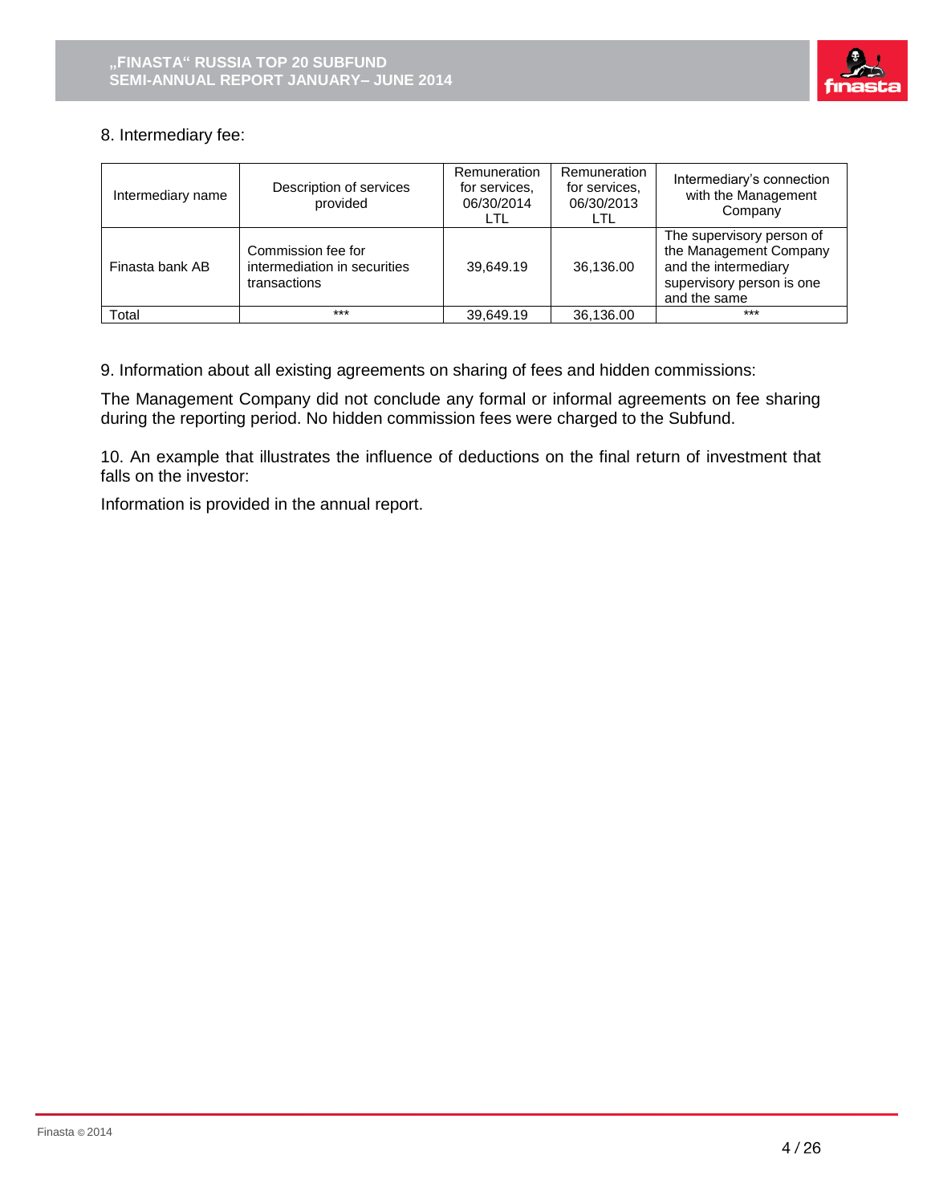8. Intermediary fee:

| Intermediary name | Description of services provided | Remuneration for services, 06/30/2014 LTL | Remuneration for services, 06/30/2013 LTL | Intermediary's connection with the Management Company |
|---|---|---|---|---|
| Finasta bank AB | Commission fee for intermediation in securities transactions | 39,649.19 | 36,136.00 | The supervisory person of the Management Company and the intermediary supervisory person is one and the same |
| Total | *** | 39,649.19 | 36,136.00 | *** |

9. Information about all existing agreements on sharing of fees and hidden commissions:

The Management Company did not conclude any formal or informal agreements on fee sharing during the reporting period. No hidden commission fees were charged to the Subfund.

10. An example that illustrates the influence of deductions on the final return of investment that falls on the investor:

Information is provided in the annual report.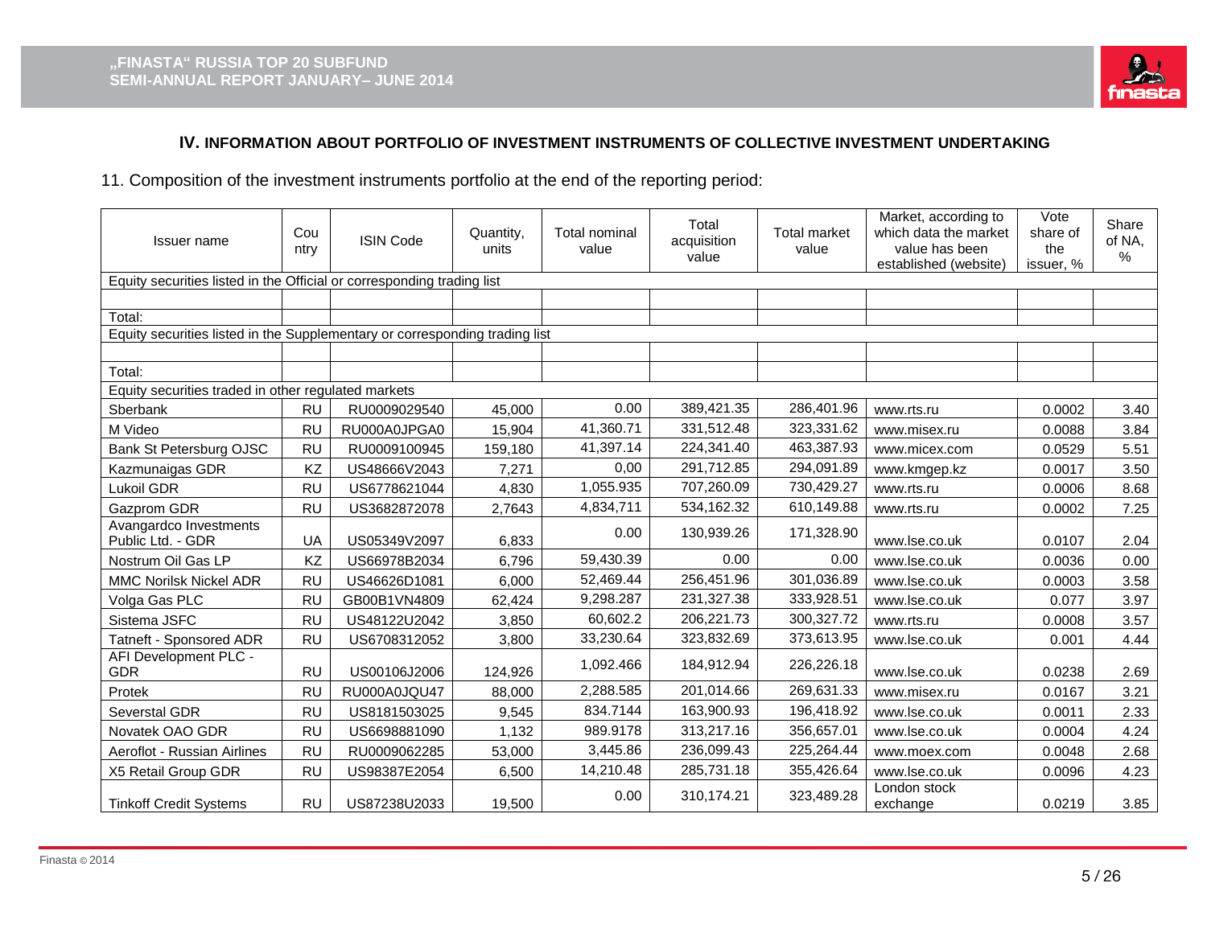# IV. INFORMATION ABOUT PORTFOLIO OF INVESTMENT INSTRUMENTS OF COLLECTIVE INVESTMENT UNDERTAKING

11. Composition of the investment instruments portfolio at the end of the reporting period:

| Issuer name | Country | ISIN Code | Quantity, units | Total nominal value | Total acquisition value | Total market value | Market, according to which data the market value has been established (website) | Vote share of the issuer, % | Share of NA, % |
|---|---|---|---|---|---|---|---|---|---|
| Equity securities listed in the Official or corresponding trading list | | | | | | | | | |
| | | | | | | | | | |
| Total: | | | | | | | | | |
| Equity securities listed in the Supplementary or corresponding trading list | | | | | | | | | |
| | | | | | | | | | |
| Total: | | | | | | | | | |
| Equity securities traded in other regulated markets | | | | | | | | | |
| Sberbank | RU | RU0009029540 | 45,000 | 0.00 | 389,421.35 | 286,401.96 | www.rts.ru | 0.0002 | 3.40 |
| M Video | RU | RU000A0JPGA0 | 15,904 | 41,360.71 | 331,512.48 | 323,331.62 | www.misex.ru | 0.0088 | 3.84 |
| Bank St Petersburg OJSC | RU | RU0009100945 | 159,180 | 41,397.14 | 224,341.40 | 463,387.93 | www.micex.com | 0.0529 | 5.51 |
| Kazmunaigas GDR | KZ | US48666V2043 | 7,271 | 0,00 | 291,712.85 | 294,091.89 | www.kmgep.kz | 0.0017 | 3.50 |
| Lukoil GDR | RU | US6778621044 | 4,830 | 1,055.935 | 707,260.09 | 730,429.27 | www.rts.ru | 0.0006 | 8.68 |
| Gazprom GDR | RU | US3682872078 | 2,7643 | 4,834,711 | 534,162.32 | 610,149.88 | www.rts.ru | 0.0002 | 7.25 |
| Avangardco Investments Public Ltd. - GDR | UA | US05349V2097 | 6,833 | 0.00 | 130,939.26 | 171,328.90 | www.lse.co.uk | 0.0107 | 2.04 |
| Nostrum Oil Gas LP | KZ | US66978B2034 | 6,796 | 59,430.39 | 0.00 | 0.00 | www.lse.co.uk | 0.0036 | 0.00 |
| MMC Norilsk Nickel ADR | RU | US46626D1081 | 6,000 | 52,469.44 | 256,451.96 | 301,036.89 | www.lse.co.uk | 0.0003 | 3.58 |
| Volga Gas PLC | RU | GB00B1VN4809 | 62,424 | 9,298.287 | 231,327.38 | 333,928.51 | www.lse.co.uk | 0.077 | 3.97 |
| Sistema JSFC | RU | US48122U2042 | 3,850 | 60,602.2 | 206,221.73 | 300,327.72 | www.rts.ru | 0.0008 | 3.57 |
| Tatneft - Sponsored ADR | RU | US6708312052 | 3,800 | 33,230.64 | 323,832.69 | 373,613.95 | www.lse.co.uk | 0.001 | 4.44 |
| AFI Development PLC - GDR | RU | US00106J2006 | 124,926 | 1,092.466 | 184,912.94 | 226,226.18 | www.lse.co.uk | 0.0238 | 2.69 |
| Protek | RU | RU000A0JQU47 | 88,000 | 2,288.585 | 201,014.66 | 269,631.33 | www.misex.ru | 0.0167 | 3.21 |
| Severstal GDR | RU | US8181503025 | 9,545 | 834.7144 | 163,900.93 | 196,418.92 | www.lse.co.uk | 0.0011 | 2.33 |
| Novatek OAO GDR | RU | US6698881090 | 1,132 | 989.9178 | 313,217.16 | 356,657.01 | www.lse.co.uk | 0.0004 | 4.24 |
| Aeroflot - Russian Airlines | RU | RU0009062285 | 53,000 | 3,445.86 | 236,099.43 | 225,264.44 | www.moex.com | 0.0048 | 2.68 |
| X5 Retail Group GDR | RU | US98387E2054 | 6,500 | 14,210.48 | 285,731.18 | 355,426.64 | www.lse.co.uk | 0.0096 | 4.23 |
| Tinkoff Credit Systems | RU | US87238U2033 | 19,500 | 0.00 | 310,174.21 | 323,489.28 | London stock exchange | 0.0219 | 3.85 |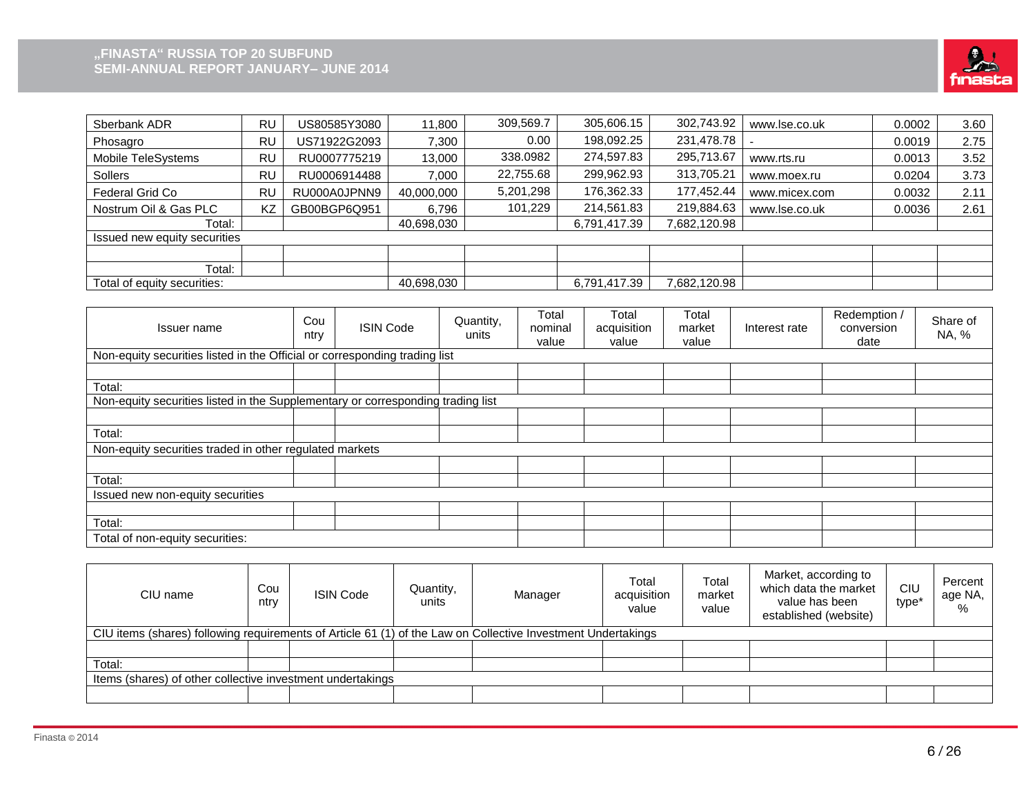| | | | | | | | | | |
|---|---|---|---|---|---|---|---|---|---|
| Sberbank ADR | RU | US80585Y3080 | 11,800 | 309,569.7 | 305,606.15 | 302,743.92 | www.lse.co.uk | 0.0002 | 3.60 |
| Phosagro | RU | US71922G2093 | 7,300 | 0.00 | 198,092.25 | 231,478.78 | - | 0.0019 | 2.75 |
| Mobile TeleSystems | RU | RU0007775219 | 13,000 | 338.0982 | 274,597.83 | 295,713.67 | www.rts.ru | 0.0013 | 3.52 |
| Sollers | RU | RU0006914488 | 7,000 | 22,755.68 | 299,962.93 | 313,705.21 | www.moex.ru | 0.0204 | 3.73 |
| Federal Grid Co | RU | RU000A0JPNN9 | 40,000,000 | 5,201,298 | 176,362.33 | 177,452.44 | www.micex.com | 0.0032 | 2.11 |
| Nostrum Oil & Gas PLC | KZ | GB00BGP6Q951 | 6,796 | 101,229 | 214,561.83 | 219,884.63 | www.lse.co.uk | 0.0036 | 2.61 |
| Total: | | | 40,698,030 | | 6,791,417.39 | 7,682,120.98 | | | |
| Issued new equity securities | | | | | | | | | |
| | | | | | | | | | |
| Total: | | | | | | | | | |
| Total of equity securities: | | | 40,698,030 | | 6,791,417.39 | 7,682,120.98 | | | |

| Issuer name | Country | ISIN Code | Quantity, units | Total nominal value | Total acquisition value | Total market value | Interest rate | Redemption / conversion date | Share of NA, % |
|---|---|---|---|---|---|---|---|---|---|
| Non-equity securities listed in the Official or corresponding trading list | | | | | | | | | |
| | | | | | | | | | |
| Total: | | | | | | | | | |
| Non-equity securities listed in the Supplementary or corresponding trading list | | | | | | | | | |
| | | | | | | | | | |
| Total: | | | | | | | | | |
| Non-equity securities traded in other regulated markets | | | | | | | | | |
| | | | | | | | | | |
| Total: | | | | | | | | | |
| Issued new non-equity securities | | | | | | | | | |
| | | | | | | | | | |
| Total: | | | | | | | | | |
| Total of non-equity securities: | | | | | | | | | |

| CIU name | Country | ISIN Code | Quantity, units | Manager | Total acquisition value | Total market value | Market, according to which data the market value has been established (website) | CIU type* | Percentage NA, % |
|---|---|---|---|---|---|---|---|---|---|
| CIU items (shares) following requirements of Article 61 (1) of the Law on Collective Investment Undertakings | | | | | | | | | |
| | | | | | | | | | |
| Total: | | | | | | | | | |
| Items (shares) of other collective investment undertakings | | | | | | | | | |
| | | | | | | | | | |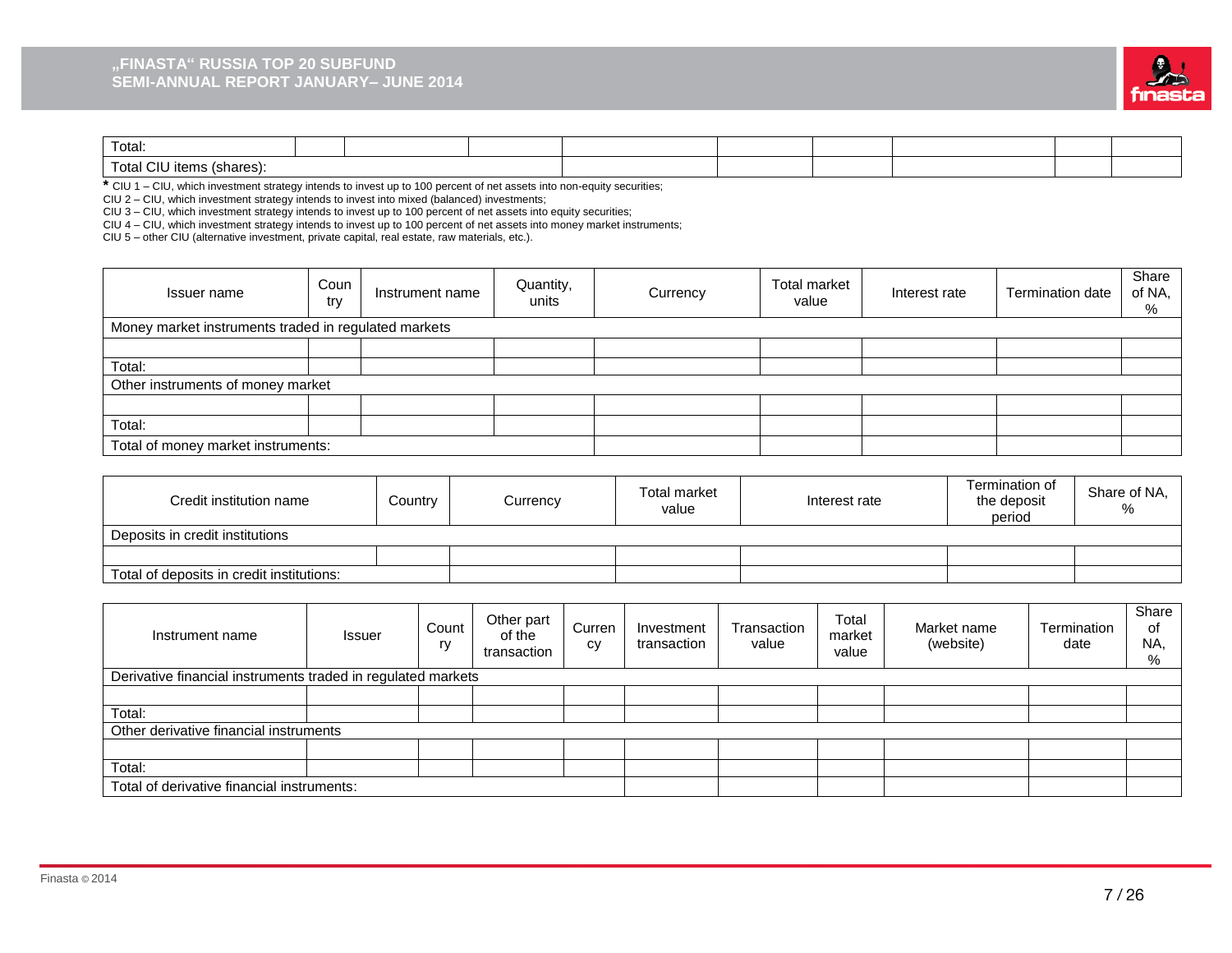| Total: | | | | | | | | | |
|---|---|---|---|---|---|---|---|---|---|
| Total CIU items (shares): | | | | | | | | | |

* CIU 1 – CIU, which investment strategy intends to invest up to 100 percent of net assets into non-equity securities;
CIU 2 – CIU, which investment strategy intends to invest into mixed (balanced) investments;
CIU 3 – CIU, which investment strategy intends to invest up to 100 percent of net assets into equity securities;
CIU 4 – CIU, which investment strategy intends to invest up to 100 percent of net assets into money market instruments;
CIU 5 – other CIU (alternative investment, private capital, real estate, raw materials, etc.).

| Issuer name | Country | Instrument name | Quantity, units | Currency | Total market value | Interest rate | Termination date | Share of NA, % |
|---|---|---|---|---|---|---|---|---|
| Money market instruments traded in regulated markets | | | | | | | | |
| | | | | | | | | |
| Total: | | | | | | | | |
| Other instruments of money market | | | | | | | | |
| | | | | | | | | |
| Total: | | | | | | | | |
| Total of money market instruments: | | | | | | | | |

| Credit institution name | Country | Currency | Total market value | Interest rate | Termination of the deposit period | Share of NA, % |
|---|---|---|---|---|---|---|
| Deposits in credit institutions | | | | | | |
| | | | | | | |
| Total of deposits in credit institutions: | | | | | | |

| Instrument name | Issuer | Country | Other part of the transaction | Currency | Investment transaction | Transaction value | Total market value | Market name (website) | Termination date | Share of NA, % |
|---|---|---|---|---|---|---|---|---|---|---|
| Derivative financial instruments traded in regulated markets | | | | | | | | | | |
| | | | | | | | | | | |
| Total: | | | | | | | | | | |
| Other derivative financial instruments | | | | | | | | | | |
| | | | | | | | | | | |
| Total: | | | | | | | | | | |
| Total of derivative financial instruments: | | | | | | | | | | |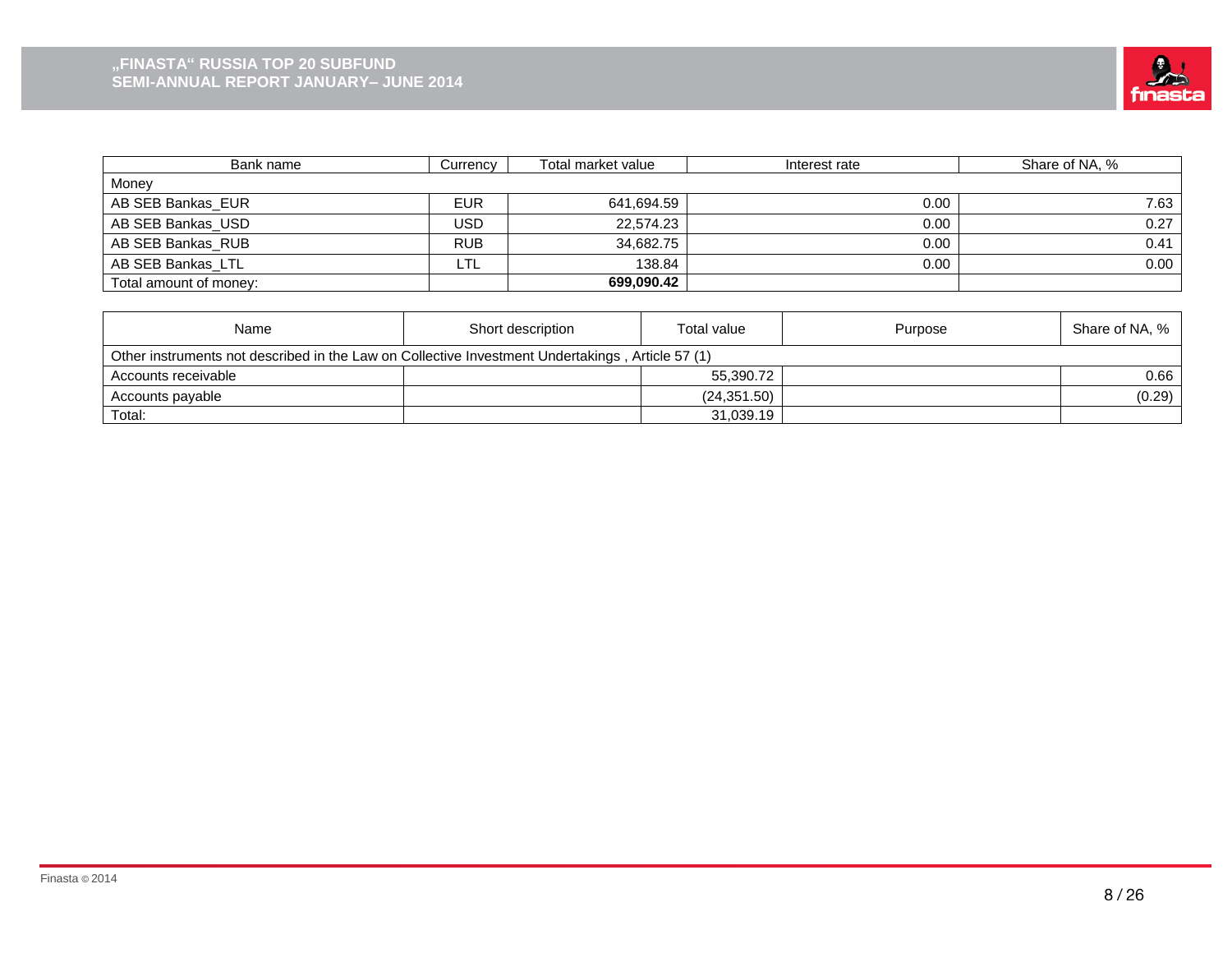| Bank name | Currency | Total market value | Interest rate | Share of NA, % |
| --- | --- | --- | --- | --- |
| Money | | | | |
| AB SEB Bankas_EUR | EUR | 641,694.59 | 0.00 | 7.63 |
| AB SEB Bankas_USD | USD | 22,574.23 | 0.00 | 0.27 |
| AB SEB Bankas_RUB | RUB | 34,682.75 | 0.00 | 0.41 |
| AB SEB Bankas_LTL | LTL | 138.84 | 0.00 | 0.00 |
| Total amount of money: | | **699,090.42** | | |

| Name | Short description | Total value | Purpose | Share of NA, % |
| --- | --- | --- | --- | --- |
| Other instruments not described in the Law on Collective Investment Undertakings , Article 57 (1) | | | | |
| Accounts receivable | | 55,390.72 | | 0.66 |
| Accounts payable | | (24,351.50) | | (0.29) |
| Total: | | 31,039.19 | | |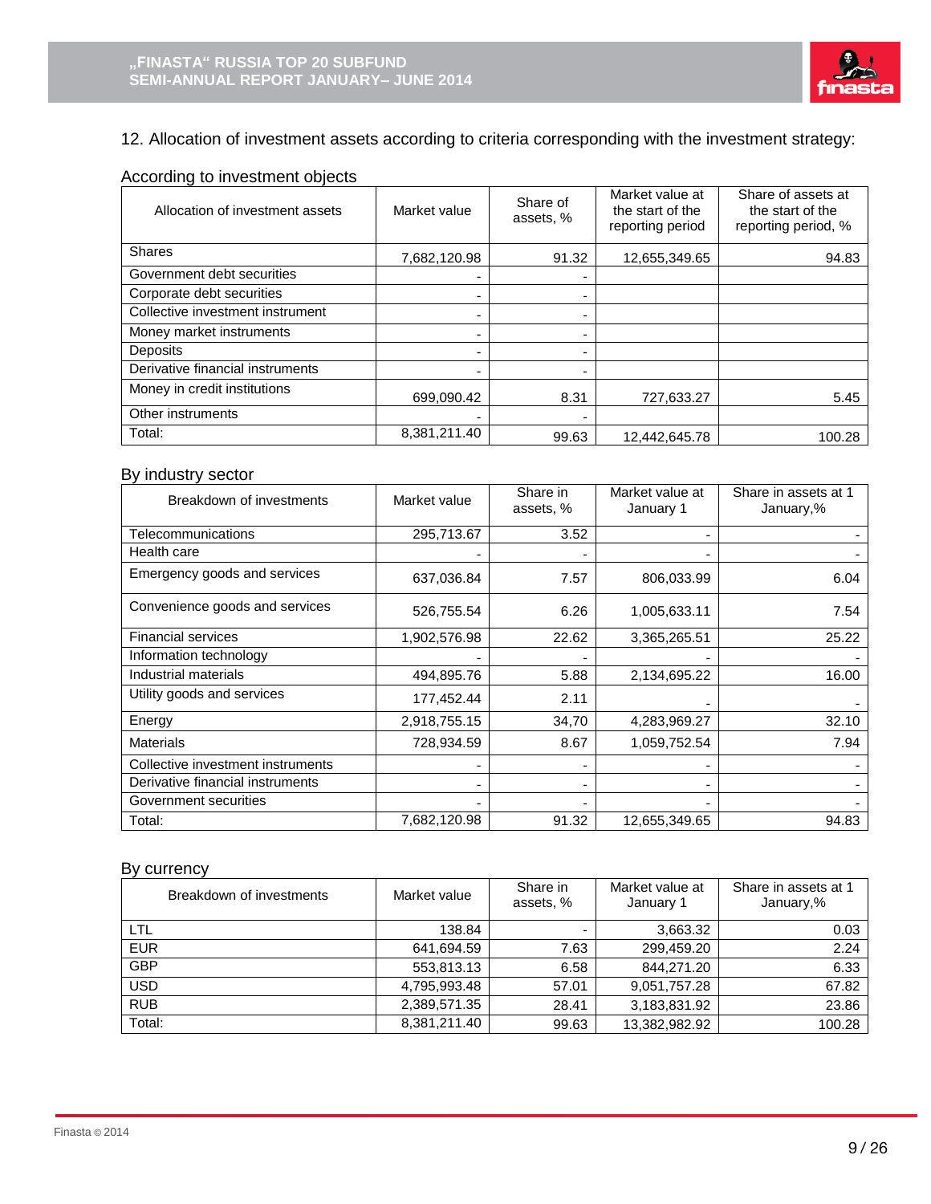12. Allocation of investment assets according to criteria corresponding with the investment strategy:

According to investment objects

| Allocation of investment assets | Market value | Share of assets, % | Market value at the start of the reporting period | Share of assets at the start of the reporting period, % |
|---|---|---|---|---|
| Shares | 7,682,120.98 | 91.32 | 12,655,349.65 | 94.83 |
| Government debt securities | - | - | | |
| Corporate debt securities | - | - | | |
| Collective investment instrument | - | - | | |
| Money market instruments | - | - | | |
| Deposits | - | - | | |
| Derivative financial instruments | - | - | | |
| Money in credit institutions | 699,090.42 | 8.31 | 727,633.27 | 5.45 |
| Other instruments | - | - | | |
| Total: | 8,381,211.40 | 99.63 | 12,442,645.78 | 100.28 |

By industry sector

| Breakdown of investments | Market value | Share in assets, % | Market value at January 1 | Share in assets at 1 January,% |
|---|---|---|---|---|
| Telecommunications | 295,713.67 | 3.52 | - | - |
| Health care | - | - | - | - |
| Emergency goods and services | 637,036.84 | 7.57 | 806,033.99 | 6.04 |
| Convenience goods and services | 526,755.54 | 6.26 | 1,005,633.11 | 7.54 |
| Financial services | 1,902,576.98 | 22.62 | 3,365,265.51 | 25.22 |
| Information technology | - | - | - | - |
| Industrial materials | 494,895.76 | 5.88 | 2,134,695.22 | 16.00 |
| Utility goods and services | 177,452.44 | 2.11 | - | - |
| Energy | 2,918,755.15 | 34,70 | 4,283,969.27 | 32.10 |
| Materials | 728,934.59 | 8.67 | 1,059,752.54 | 7.94 |
| Collective investment instruments | - | - | - | - |
| Derivative financial instruments | - | - | - | - |
| Government securities | - | - | - | - |
| Total: | 7,682,120.98 | 91.32 | 12,655,349.65 | 94.83 |

By currency

| Breakdown of investments | Market value | Share in assets, % | Market value at January 1 | Share in assets at 1 January,% |
|---|---|---|---|---|
| LTL | 138.84 | - | 3,663.32 | 0.03 |
| EUR | 641,694.59 | 7.63 | 299,459.20 | 2.24 |
| GBP | 553,813.13 | 6.58 | 844,271.20 | 6.33 |
| USD | 4,795,993.48 | 57.01 | 9,051,757.28 | 67.82 |
| RUB | 2,389,571.35 | 28.41 | 3,183,831.92 | 23.86 |
| Total: | 8,381,211.40 | 99.63 | 13,382,982.92 | 100.28 |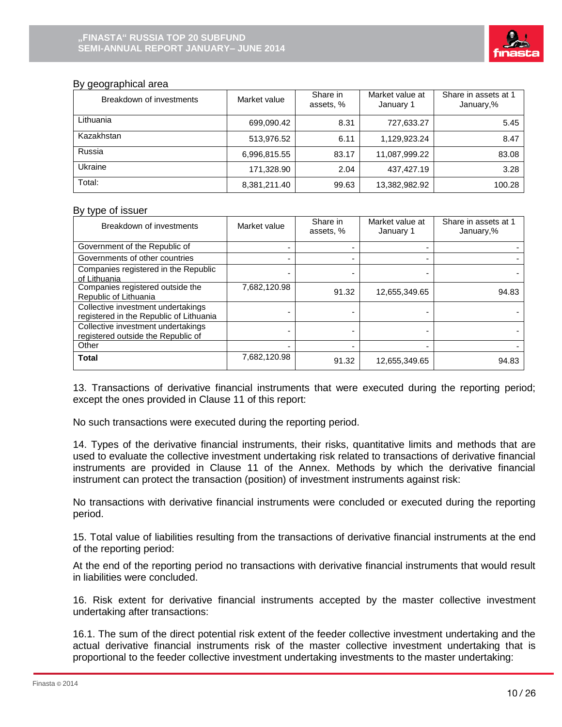By geographical area

| Breakdown of investments | Market value | Share in assets, % | Market value at January 1 | Share in assets at 1 January,% |
|---|---|---|---|---|
| Lithuania | 699,090.42 | 8.31 | 727,633.27 | 5.45 |
| Kazakhstan | 513,976.52 | 6.11 | 1,129,923.24 | 8.47 |
| Russia | 6,996,815.55 | 83.17 | 11,087,999.22 | 83.08 |
| Ukraine | 171,328.90 | 2.04 | 437,427.19 | 3.28 |
| Total: | 8,381,211.40 | 99.63 | 13,382,982.92 | 100.28 |

By type of issuer

| Breakdown of investments | Market value | Share in assets, % | Market value at January 1 | Share in assets at 1 January,% |
|---|---|---|---|---|
| Government of the Republic of | - | - | - | - |
| Governments of other countries | - | - | - | - |
| Companies registered in the Republic of Lithuania | - | - | - | - |
| Companies registered outside the Republic of Lithuania | 7,682,120.98 | 91.32 | 12,655,349.65 | 94.83 |
| Collective investment undertakings registered in the Republic of Lithuania | - | - | - | - |
| Collective investment undertakings registered outside the Republic of | - | - | - | - |
| Other | - | - | - | - |
| **Total** | 7,682,120.98 | 91.32 | 12,655,349.65 | 94.83 |

13. Transactions of derivative financial instruments that were executed during the reporting period; except the ones provided in Clause 11 of this report:

No such transactions were executed during the reporting period.

14. Types of the derivative financial instruments, their risks, quantitative limits and methods that are used to evaluate the collective investment undertaking risk related to transactions of derivative financial instruments are provided in Clause 11 of the Annex. Methods by which the derivative financial instrument can protect the transaction (position) of investment instruments against risk:

No transactions with derivative financial instruments were concluded or executed during the reporting period.

15. Total value of liabilities resulting from the transactions of derivative financial instruments at the end of the reporting period:

At the end of the reporting period no transactions with derivative financial instruments that would result in liabilities were concluded.

16. Risk extent for derivative financial instruments accepted by the master collective investment undertaking after transactions:

16.1. The sum of the direct potential risk extent of the feeder collective investment undertaking and the actual derivative financial instruments risk of the master collective investment undertaking that is proportional to the feeder collective investment undertaking investments to the master undertaking: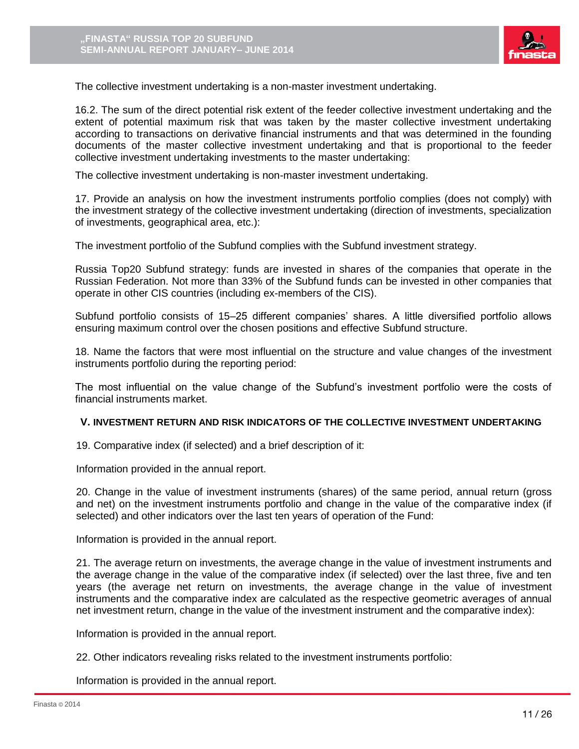The collective investment undertaking is a non-master investment undertaking.

16.2. The sum of the direct potential risk extent of the feeder collective investment undertaking and the extent of potential maximum risk that was taken by the master collective investment undertaking according to transactions on derivative financial instruments and that was determined in the founding documents of the master collective investment undertaking and that is proportional to the feeder collective investment undertaking investments to the master undertaking:

The collective investment undertaking is non-master investment undertaking.

17. Provide an analysis on how the investment instruments portfolio complies (does not comply) with the investment strategy of the collective investment undertaking (direction of investments, specialization of investments, geographical area, etc.):

The investment portfolio of the Subfund complies with the Subfund investment strategy.

Russia Top20 Subfund strategy: funds are invested in shares of the companies that operate in the Russian Federation. Not more than 33% of the Subfund funds can be invested in other companies that operate in other CIS countries (including ex-members of the CIS).

Subfund portfolio consists of 15–25 different companies' shares. A little diversified portfolio allows ensuring maximum control over the chosen positions and effective Subfund structure.

18. Name the factors that were most influential on the structure and value changes of the investment instruments portfolio during the reporting period:

The most influential on the value change of the Subfund's investment portfolio were the costs of financial instruments market.

## V. INVESTMENT RETURN AND RISK INDICATORS OF THE COLLECTIVE INVESTMENT UNDERTAKING

19. Comparative index (if selected) and a brief description of it:

Information provided in the annual report.

20. Change in the value of investment instruments (shares) of the same period, annual return (gross and net) on the investment instruments portfolio and change in the value of the comparative index (if selected) and other indicators over the last ten years of operation of the Fund:

Information is provided in the annual report.

21. The average return on investments, the average change in the value of investment instruments and the average change in the value of the comparative index (if selected) over the last three, five and ten years (the average net return on investments, the average change in the value of investment instruments and the comparative index are calculated as the respective geometric averages of annual net investment return, change in the value of the investment instrument and the comparative index):

Information is provided in the annual report.

22. Other indicators revealing risks related to the investment instruments portfolio:

Information is provided in the annual report.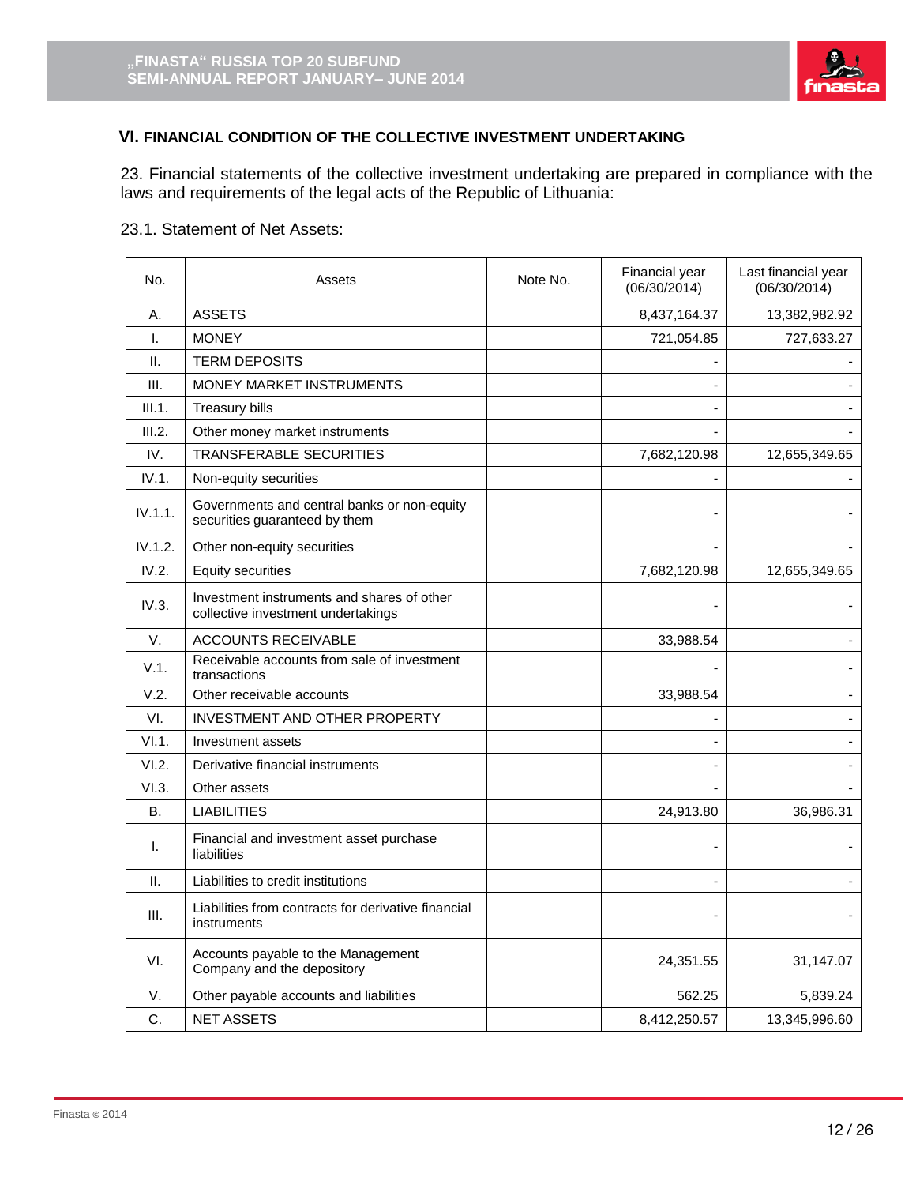### VI. FINANCIAL CONDITION OF THE COLLECTIVE INVESTMENT UNDERTAKING

23. Financial statements of the collective investment undertaking are prepared in compliance with the laws and requirements of the legal acts of the Republic of Lithuania:

23.1. Statement of Net Assets:

| No. | Assets | Note No. | Financial year (06/30/2014) | Last financial year (06/30/2014) |
|---|---|---|---|---|
| A. | ASSETS | | 8,437,164.37 | 13,382,982.92 |
| I. | MONEY | | 721,054.85 | 727,633.27 |
| II. | TERM DEPOSITS | | - | - |
| III. | MONEY MARKET INSTRUMENTS | | - | - |
| III.1. | Treasury bills | | - | - |
| III.2. | Other money market instruments | | - | - |
| IV. | TRANSFERABLE SECURITIES | | 7,682,120.98 | 12,655,349.65 |
| IV.1. | Non-equity securities | | - | - |
| IV.1.1. | Governments and central banks or non-equity securities guaranteed by them | | - | - |
| IV.1.2. | Other non-equity securities | | - | - |
| IV.2. | Equity securities | | 7,682,120.98 | 12,655,349.65 |
| IV.3. | Investment instruments and shares of other collective investment undertakings | | - | - |
| V. | ACCOUNTS RECEIVABLE | | 33,988.54 | - |
| V.1. | Receivable accounts from sale of investment transactions | | - | - |
| V.2. | Other receivable accounts | | 33,988.54 | - |
| VI. | INVESTMENT AND OTHER PROPERTY | | - | - |
| VI.1. | Investment assets | | - | - |
| VI.2. | Derivative financial instruments | | - | - |
| VI.3. | Other assets | | - | - |
| B. | LIABILITIES | | 24,913.80 | 36,986.31 |
| I. | Financial and investment asset purchase liabilities | | - | - |
| II. | Liabilities to credit institutions | | - | - |
| III. | Liabilities from contracts for derivative financial instruments | | - | - |
| VI. | Accounts payable to the Management Company and the depository | | 24,351.55 | 31,147.07 |
| V. | Other payable accounts and liabilities | | 562.25 | 5,839.24 |
| C. | NET ASSETS | | 8,412,250.57 | 13,345,996.60 |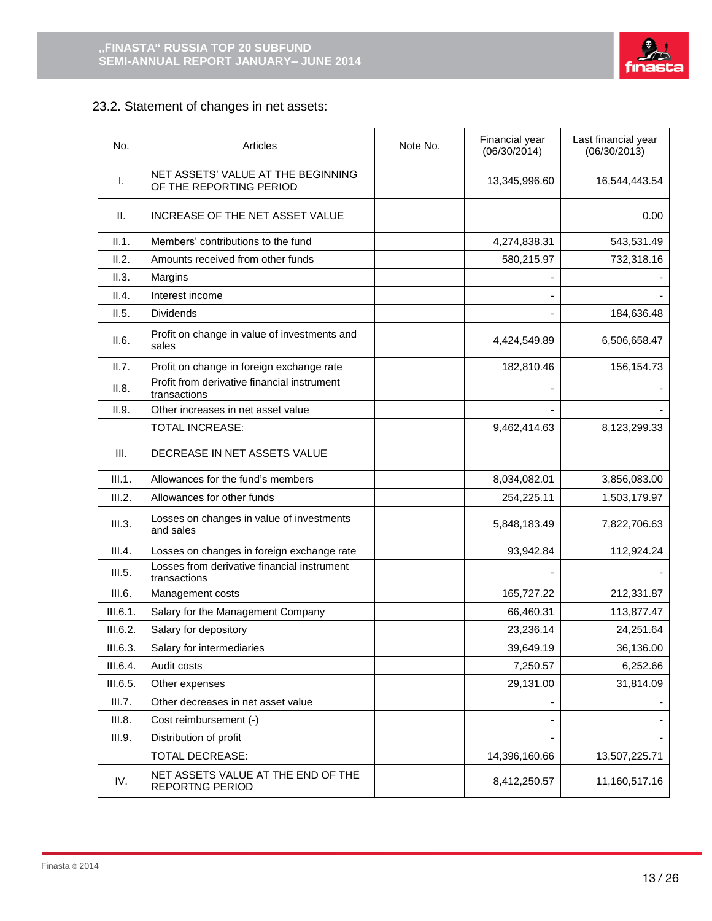## 23.2. Statement of changes in net assets:

| No. | Articles | Note No. | Financial year (06/30/2014) | Last financial year (06/30/2013) |
|---|---|---|---|---|
| I. | NET ASSETS' VALUE AT THE BEGINNING OF THE REPORTING PERIOD | | 13,345,996.60 | 16,544,443.54 |
| II. | INCREASE OF THE NET ASSET VALUE | | | 0.00 |
| II.1. | Members' contributions to the fund | | 4,274,838.31 | 543,531.49 |
| II.2. | Amounts received from other funds | | 580,215.97 | 732,318.16 |
| II.3. | Margins | | - | - |
| II.4. | Interest income | | - | - |
| II.5. | Dividends | | - | 184,636.48 |
| II.6. | Profit on change in value of investments and sales | | 4,424,549.89 | 6,506,658.47 |
| II.7. | Profit on change in foreign exchange rate | | 182,810.46 | 156,154.73 |
| II.8. | Profit from derivative financial instrument transactions | | - | - |
| II.9. | Other increases in net asset value | | - | - |
| | TOTAL INCREASE: | | 9,462,414.63 | 8,123,299.33 |
| III. | DECREASE IN NET ASSETS VALUE | | | |
| III.1. | Allowances for the fund's members | | 8,034,082.01 | 3,856,083.00 |
| III.2. | Allowances for other funds | | 254,225.11 | 1,503,179.97 |
| III.3. | Losses on changes in value of investments and sales | | 5,848,183.49 | 7,822,706.63 |
| III.4. | Losses on changes in foreign exchange rate | | 93,942.84 | 112,924.24 |
| III.5. | Losses from derivative financial instrument transactions | | - | - |
| III.6. | Management costs | | 165,727.22 | 212,331.87 |
| III.6.1. | Salary for the Management Company | | 66,460.31 | 113,877.47 |
| III.6.2. | Salary for depository | | 23,236.14 | 24,251.64 |
| III.6.3. | Salary for intermediaries | | 39,649.19 | 36,136.00 |
| III.6.4. | Audit costs | | 7,250.57 | 6,252.66 |
| III.6.5. | Other expenses | | 29,131.00 | 31,814.09 |
| III.7. | Other decreases in net asset value | | - | - |
| III.8. | Cost reimbursement (-) | | - | - |
| III.9. | Distribution of profit | | - | - |
| | TOTAL DECREASE: | | 14,396,160.66 | 13,507,225.71 |
| IV. | NET ASSETS VALUE AT THE END OF THE REPORTNG PERIOD | | 8,412,250.57 | 11,160,517.16 |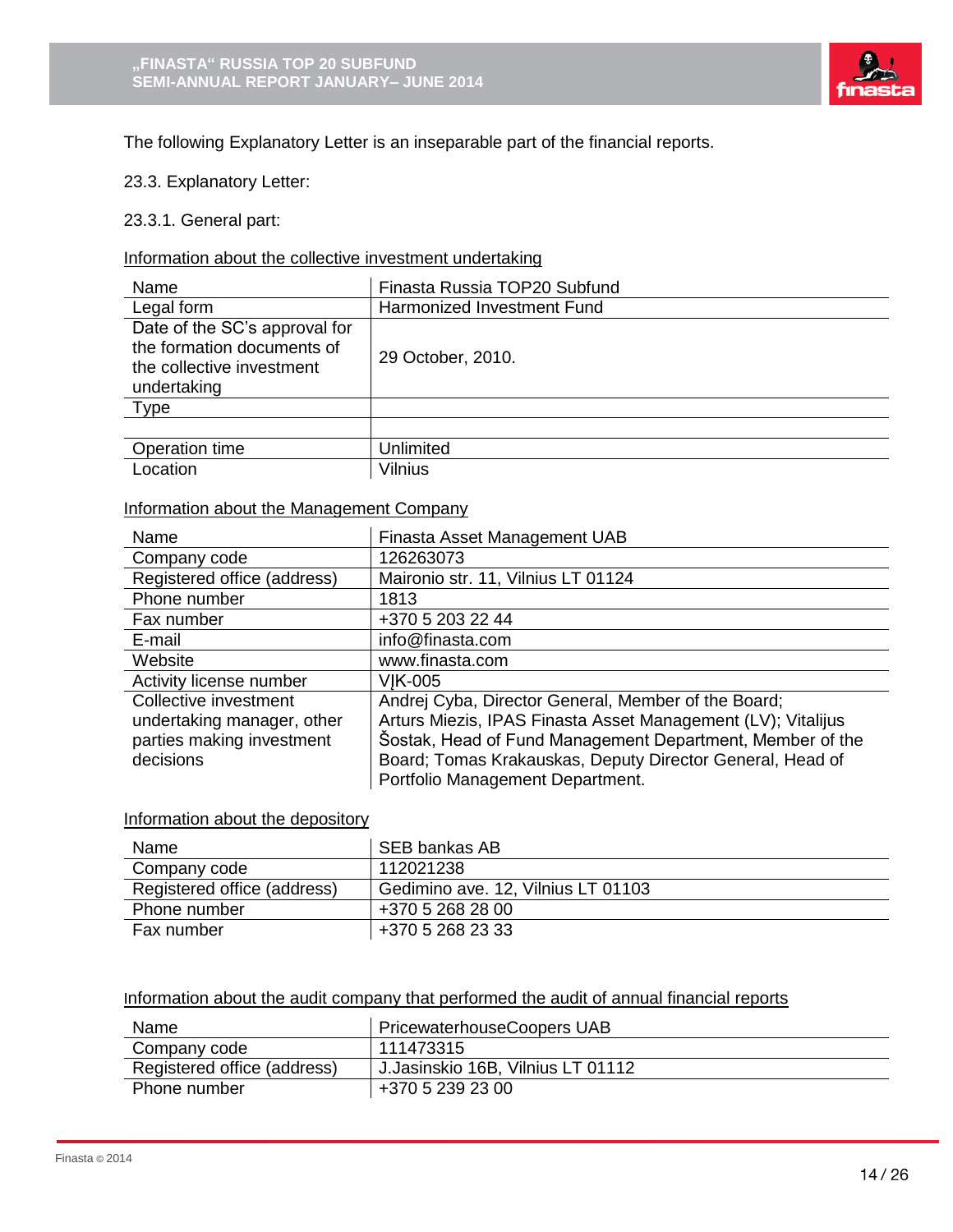The following Explanatory Letter is an inseparable part of the financial reports.

23.3. Explanatory Letter:

23.3.1. General part:

Information about the collective investment undertaking

| Name | Finasta Russia TOP20 Subfund |
|---|---|
| Legal form | Harmonized Investment Fund |
| Date of the SC's approval for the formation documents of the collective investment undertaking | 29 October, 2010. |
| Type | |
| | |
| Operation time | Unlimited |
| Location | Vilnius |

Information about the Management Company

| Name | Finasta Asset Management UAB |
|---|---|
| Company code | 126263073 |
| Registered office (address) | Maironio str. 11, Vilnius LT 01124 |
| Phone number | 1813 |
| Fax number | +370 5 203 22 44 |
| E-mail | info@finasta.com |
| Website | www.finasta.com |
| Activity license number | VĮK-005 |
| Collective investment undertaking manager, other parties making investment decisions | Andrej Cyba, Director General, Member of the Board; Arturs Miezis, IPAS Finasta Asset Management (LV); Vitalijus Šostak, Head of Fund Management Department, Member of the Board; Tomas Krakauskas, Deputy Director General, Head of Portfolio Management Department. |

Information about the depository

| Name | SEB bankas AB |
|---|---|
| Company code | 112021238 |
| Registered office (address) | Gedimino ave. 12, Vilnius LT 01103 |
| Phone number | +370 5 268 28 00 |
| Fax number | +370 5 268 23 33 |

Information about the audit company that performed the audit of annual financial reports

| Name | PricewaterhouseCoopers UAB |
|---|---|
| Company code | 111473315 |
| Registered office (address) | J.Jasinskio 16B, Vilnius LT 01112 |
| Phone number | +370 5 239 23 00 |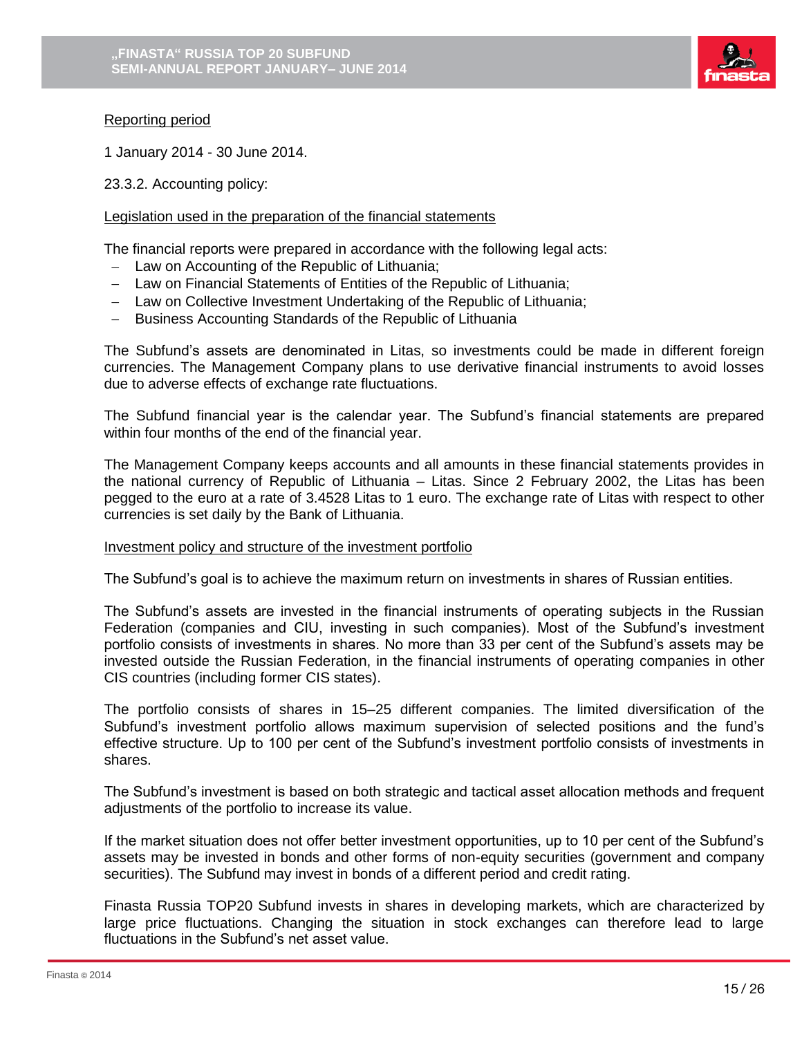Reporting period

1 January 2014 - 30 June 2014.

23.3.2. Accounting policy:

Legislation used in the preparation of the financial statements

The financial reports were prepared in accordance with the following legal acts:

- Law on Accounting of the Republic of Lithuania;
- Law on Financial Statements of Entities of the Republic of Lithuania;
- Law on Collective Investment Undertaking of the Republic of Lithuania;
- Business Accounting Standards of the Republic of Lithuania

The Subfund's assets are denominated in Litas, so investments could be made in different foreign currencies. The Management Company plans to use derivative financial instruments to avoid losses due to adverse effects of exchange rate fluctuations.

The Subfund financial year is the calendar year. The Subfund's financial statements are prepared within four months of the end of the financial year.

The Management Company keeps accounts and all amounts in these financial statements provides in the national currency of Republic of Lithuania – Litas. Since 2 February 2002, the Litas has been pegged to the euro at a rate of 3.4528 Litas to 1 euro. The exchange rate of Litas with respect to other currencies is set daily by the Bank of Lithuania.

Investment policy and structure of the investment portfolio

The Subfund's goal is to achieve the maximum return on investments in shares of Russian entities.

The Subfund's assets are invested in the financial instruments of operating subjects in the Russian Federation (companies and CIU, investing in such companies). Most of the Subfund's investment portfolio consists of investments in shares. No more than 33 per cent of the Subfund's assets may be invested outside the Russian Federation, in the financial instruments of operating companies in other CIS countries (including former CIS states).

The portfolio consists of shares in 15–25 different companies. The limited diversification of the Subfund's investment portfolio allows maximum supervision of selected positions and the fund's effective structure. Up to 100 per cent of the Subfund's investment portfolio consists of investments in shares.

The Subfund's investment is based on both strategic and tactical asset allocation methods and frequent adjustments of the portfolio to increase its value.

If the market situation does not offer better investment opportunities, up to 10 per cent of the Subfund's assets may be invested in bonds and other forms of non-equity securities (government and company securities). The Subfund may invest in bonds of a different period and credit rating.

Finasta Russia TOP20 Subfund invests in shares in developing markets, which are characterized by large price fluctuations. Changing the situation in stock exchanges can therefore lead to large fluctuations in the Subfund's net asset value.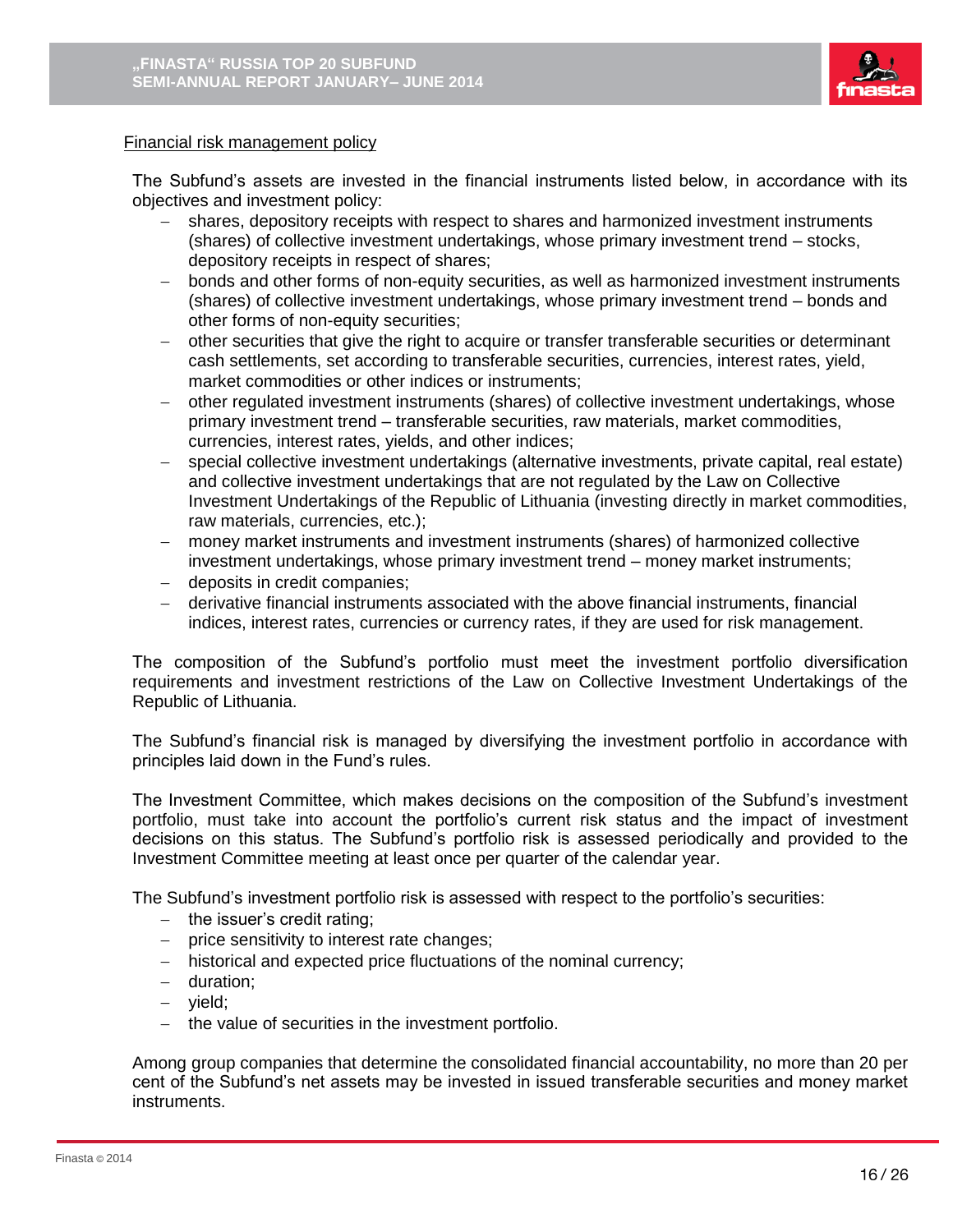Financial risk management policy

The Subfund's assets are invested in the financial instruments listed below, in accordance with its objectives and investment policy:

- shares, depository receipts with respect to shares and harmonized investment instruments (shares) of collective investment undertakings, whose primary investment trend – stocks, depository receipts in respect of shares;
- bonds and other forms of non-equity securities, as well as harmonized investment instruments (shares) of collective investment undertakings, whose primary investment trend – bonds and other forms of non-equity securities;
- other securities that give the right to acquire or transfer transferable securities or determinant cash settlements, set according to transferable securities, currencies, interest rates, yield, market commodities or other indices or instruments;
- other regulated investment instruments (shares) of collective investment undertakings, whose primary investment trend – transferable securities, raw materials, market commodities, currencies, interest rates, yields, and other indices;
- special collective investment undertakings (alternative investments, private capital, real estate) and collective investment undertakings that are not regulated by the Law on Collective Investment Undertakings of the Republic of Lithuania (investing directly in market commodities, raw materials, currencies, etc.);
- money market instruments and investment instruments (shares) of harmonized collective investment undertakings, whose primary investment trend – money market instruments;
- deposits in credit companies;
- derivative financial instruments associated with the above financial instruments, financial indices, interest rates, currencies or currency rates, if they are used for risk management.

The composition of the Subfund's portfolio must meet the investment portfolio diversification requirements and investment restrictions of the Law on Collective Investment Undertakings of the Republic of Lithuania.

The Subfund's financial risk is managed by diversifying the investment portfolio in accordance with principles laid down in the Fund's rules.

The Investment Committee, which makes decisions on the composition of the Subfund's investment portfolio, must take into account the portfolio's current risk status and the impact of investment decisions on this status. The Subfund's portfolio risk is assessed periodically and provided to the Investment Committee meeting at least once per quarter of the calendar year.

The Subfund's investment portfolio risk is assessed with respect to the portfolio's securities:

- the issuer's credit rating;
- price sensitivity to interest rate changes;
- historical and expected price fluctuations of the nominal currency;
- duration;
- yield;
- the value of securities in the investment portfolio.

Among group companies that determine the consolidated financial accountability, no more than 20 per cent of the Subfund's net assets may be invested in issued transferable securities and money market instruments.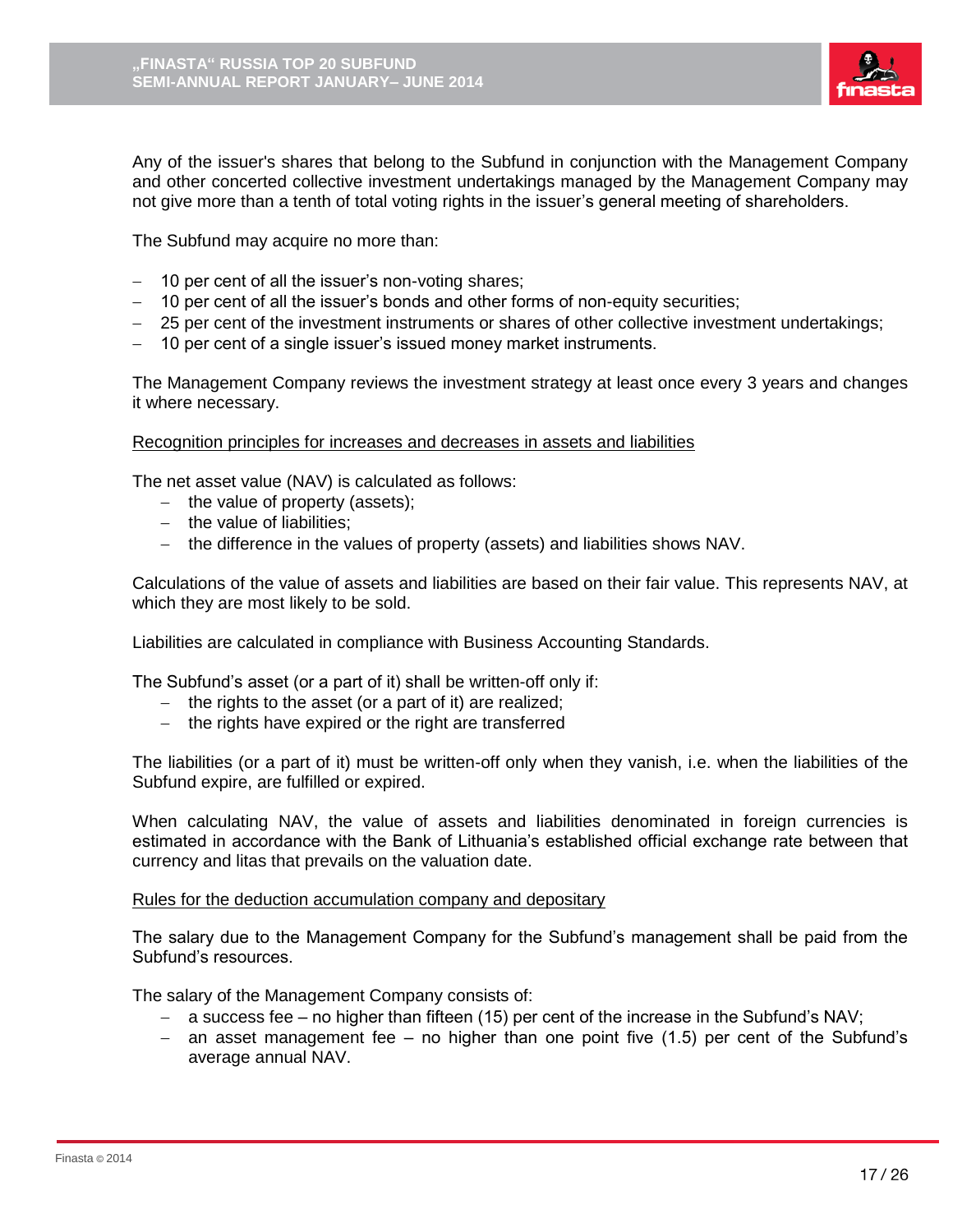Any of the issuer's shares that belong to the Subfund in conjunction with the Management Company and other concerted collective investment undertakings managed by the Management Company may not give more than a tenth of total voting rights in the issuer's general meeting of shareholders.

The Subfund may acquire no more than:

- 10 per cent of all the issuer's non-voting shares;
- 10 per cent of all the issuer's bonds and other forms of non-equity securities;
- 25 per cent of the investment instruments or shares of other collective investment undertakings;
- 10 per cent of a single issuer's issued money market instruments.

The Management Company reviews the investment strategy at least once every 3 years and changes it where necessary.

Recognition principles for increases and decreases in assets and liabilities

The net asset value (NAV) is calculated as follows:

- the value of property (assets);
- the value of liabilities;
- the difference in the values of property (assets) and liabilities shows NAV.

Calculations of the value of assets and liabilities are based on their fair value. This represents NAV, at which they are most likely to be sold.

Liabilities are calculated in compliance with Business Accounting Standards.

The Subfund's asset (or a part of it) shall be written-off only if:

- the rights to the asset (or a part of it) are realized;
- the rights have expired or the right are transferred

The liabilities (or a part of it) must be written-off only when they vanish, i.e. when the liabilities of the Subfund expire, are fulfilled or expired.

When calculating NAV, the value of assets and liabilities denominated in foreign currencies is estimated in accordance with the Bank of Lithuania's established official exchange rate between that currency and litas that prevails on the valuation date.

Rules for the deduction accumulation company and depositary

The salary due to the Management Company for the Subfund's management shall be paid from the Subfund's resources.

The salary of the Management Company consists of:

- a success fee – no higher than fifteen (15) per cent of the increase in the Subfund's NAV;
- an asset management fee – no higher than one point five (1.5) per cent of the Subfund's average annual NAV.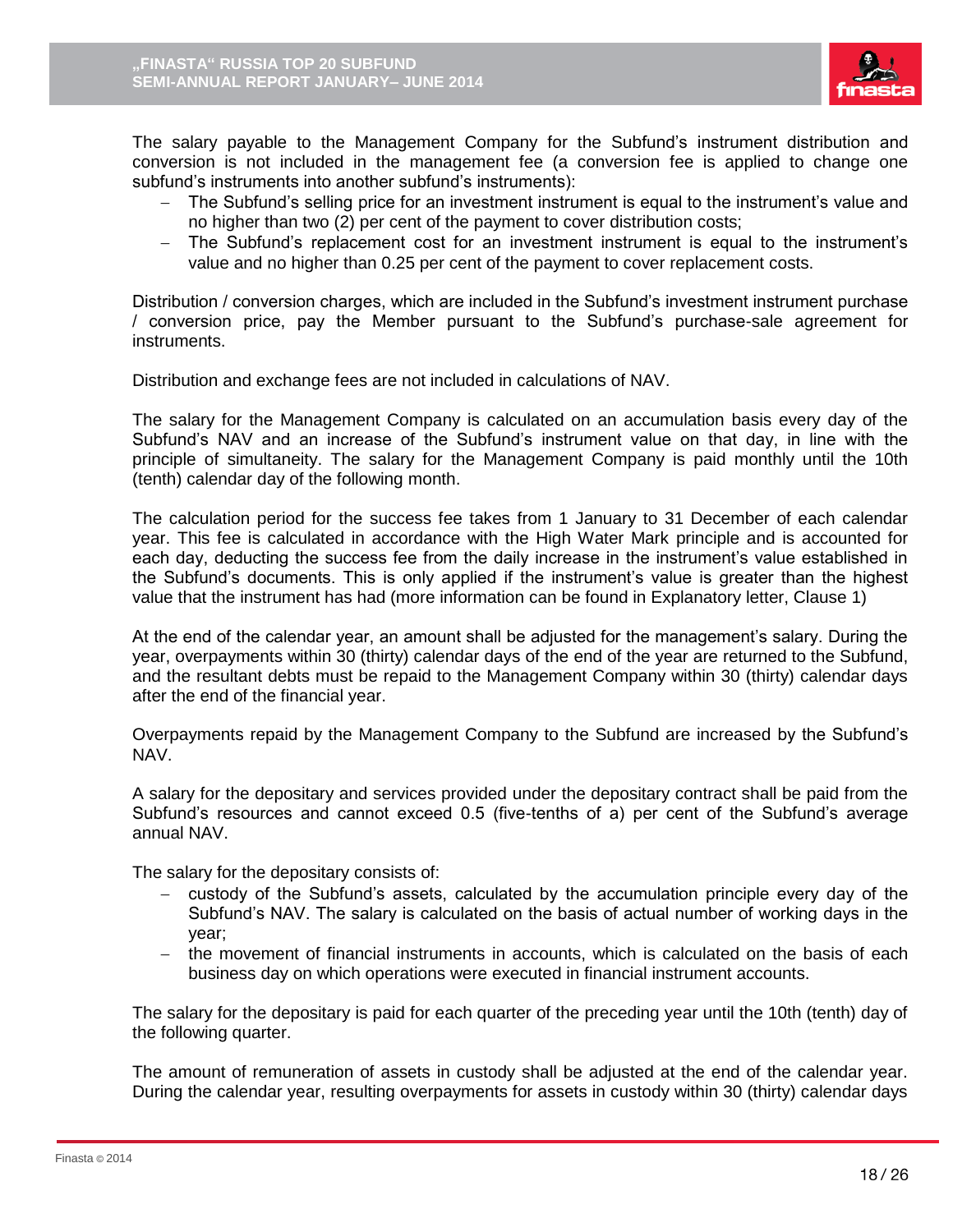The salary payable to the Management Company for the Subfund's instrument distribution and conversion is not included in the management fee (a conversion fee is applied to change one subfund's instruments into another subfund's instruments):

- The Subfund's selling price for an investment instrument is equal to the instrument's value and no higher than two (2) per cent of the payment to cover distribution costs;
- The Subfund's replacement cost for an investment instrument is equal to the instrument's value and no higher than 0.25 per cent of the payment to cover replacement costs.

Distribution / conversion charges, which are included in the Subfund's investment instrument purchase / conversion price, pay the Member pursuant to the Subfund's purchase-sale agreement for instruments.

Distribution and exchange fees are not included in calculations of NAV.

The salary for the Management Company is calculated on an accumulation basis every day of the Subfund's NAV and an increase of the Subfund's instrument value on that day, in line with the principle of simultaneity. The salary for the Management Company is paid monthly until the 10th (tenth) calendar day of the following month.

The calculation period for the success fee takes from 1 January to 31 December of each calendar year. This fee is calculated in accordance with the High Water Mark principle and is accounted for each day, deducting the success fee from the daily increase in the instrument's value established in the Subfund's documents. This is only applied if the instrument's value is greater than the highest value that the instrument has had (more information can be found in Explanatory letter, Clause 1)

At the end of the calendar year, an amount shall be adjusted for the management's salary. During the year, overpayments within 30 (thirty) calendar days of the end of the year are returned to the Subfund, and the resultant debts must be repaid to the Management Company within 30 (thirty) calendar days after the end of the financial year.

Overpayments repaid by the Management Company to the Subfund are increased by the Subfund's NAV.

A salary for the depositary and services provided under the depositary contract shall be paid from the Subfund's resources and cannot exceed 0.5 (five-tenths of a) per cent of the Subfund's average annual NAV.

The salary for the depositary consists of:

- custody of the Subfund's assets, calculated by the accumulation principle every day of the Subfund's NAV. The salary is calculated on the basis of actual number of working days in the year;
- the movement of financial instruments in accounts, which is calculated on the basis of each business day on which operations were executed in financial instrument accounts.

The salary for the depositary is paid for each quarter of the preceding year until the 10th (tenth) day of the following quarter.

The amount of remuneration of assets in custody shall be adjusted at the end of the calendar year. During the calendar year, resulting overpayments for assets in custody within 30 (thirty) calendar days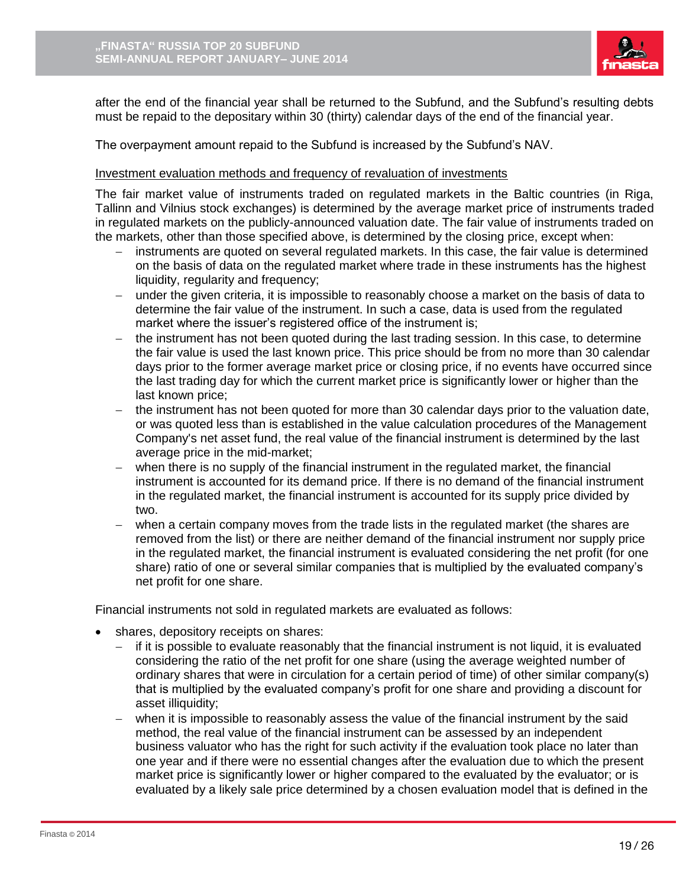after the end of the financial year shall be returned to the Subfund, and the Subfund's resulting debts must be repaid to the depositary within 30 (thirty) calendar days of the end of the financial year.

The overpayment amount repaid to the Subfund is increased by the Subfund's NAV.

<u>Investment evaluation methods and frequency of revaluation of investments</u>

The fair market value of instruments traded on regulated markets in the Baltic countries (in Riga, Tallinn and Vilnius stock exchanges) is determined by the average market price of instruments traded in regulated markets on the publicly-announced valuation date. The fair value of instruments traded on the markets, other than those specified above, is determined by the closing price, except when:

- instruments are quoted on several regulated markets. In this case, the fair value is determined on the basis of data on the regulated market where trade in these instruments has the highest liquidity, regularity and frequency;
- under the given criteria, it is impossible to reasonably choose a market on the basis of data to determine the fair value of the instrument. In such a case, data is used from the regulated market where the issuer's registered office of the instrument is;
- the instrument has not been quoted during the last trading session. In this case, to determine the fair value is used the last known price. This price should be from no more than 30 calendar days prior to the former average market price or closing price, if no events have occurred since the last trading day for which the current market price is significantly lower or higher than the last known price;
- the instrument has not been quoted for more than 30 calendar days prior to the valuation date, or was quoted less than is established in the value calculation procedures of the Management Company's net asset fund, the real value of the financial instrument is determined by the last average price in the mid-market;
- when there is no supply of the financial instrument in the regulated market, the financial instrument is accounted for its demand price. If there is no demand of the financial instrument in the regulated market, the financial instrument is accounted for its supply price divided by two.
- when a certain company moves from the trade lists in the regulated market (the shares are removed from the list) or there are neither demand of the financial instrument nor supply price in the regulated market, the financial instrument is evaluated considering the net profit (for one share) ratio of one or several similar companies that is multiplied by the evaluated company's net profit for one share.

Financial instruments not sold in regulated markets are evaluated as follows:

- shares, depository receipts on shares:
  - if it is possible to evaluate reasonably that the financial instrument is not liquid, it is evaluated considering the ratio of the net profit for one share (using the average weighted number of ordinary shares that were in circulation for a certain period of time) of other similar company(s) that is multiplied by the evaluated company's profit for one share and providing a discount for asset illiquidity;
  - when it is impossible to reasonably assess the value of the financial instrument by the said method, the real value of the financial instrument can be assessed by an independent business valuator who has the right for such activity if the evaluation took place no later than one year and if there were no essential changes after the evaluation due to which the present market price is significantly lower or higher compared to the evaluated by the evaluator; or is evaluated by a likely sale price determined by a chosen evaluation model that is defined in the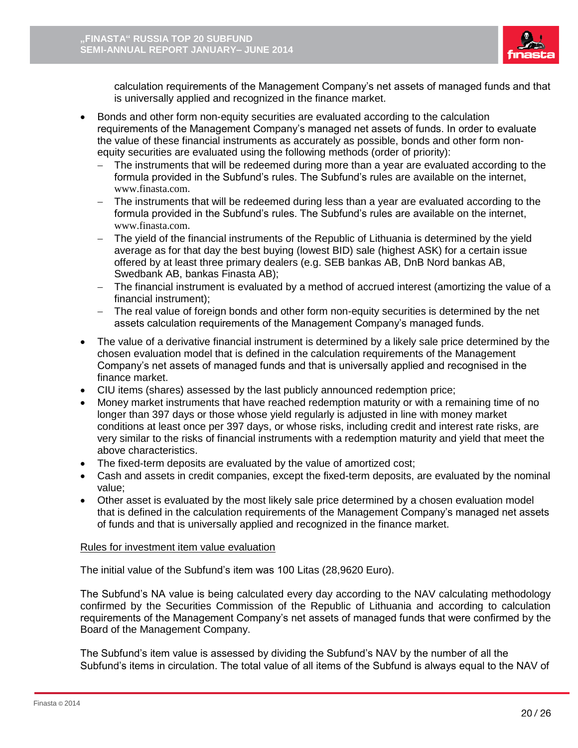calculation requirements of the Management Company's net assets of managed funds and that is universally applied and recognized in the finance market.

- Bonds and other form non-equity securities are evaluated according to the calculation requirements of the Management Company's managed net assets of funds. In order to evaluate the value of these financial instruments as accurately as possible, bonds and other form non-equity securities are evaluated using the following methods (order of priority):
  - The instruments that will be redeemed during more than a year are evaluated according to the formula provided in the Subfund's rules. The Subfund's rules are available on the internet, www.finasta.com.
  - The instruments that will be redeemed during less than a year are evaluated according to the formula provided in the Subfund's rules. The Subfund's rules are available on the internet, www.finasta.com.
  - The yield of the financial instruments of the Republic of Lithuania is determined by the yield average as for that day the best buying (lowest BID) sale (highest ASK) for a certain issue offered by at least three primary dealers (e.g. SEB bankas AB, DnB Nord bankas AB, Swedbank AB, bankas Finasta AB);
  - The financial instrument is evaluated by a method of accrued interest (amortizing the value of a financial instrument);
  - The real value of foreign bonds and other form non-equity securities is determined by the net assets calculation requirements of the Management Company's managed funds.
- The value of a derivative financial instrument is determined by a likely sale price determined by the chosen evaluation model that is defined in the calculation requirements of the Management Company's net assets of managed funds and that is universally applied and recognised in the finance market.
- CIU items (shares) assessed by the last publicly announced redemption price;
- Money market instruments that have reached redemption maturity or with a remaining time of no longer than 397 days or those whose yield regularly is adjusted in line with money market conditions at least once per 397 days, or whose risks, including credit and interest rate risks, are very similar to the risks of financial instruments with a redemption maturity and yield that meet the above characteristics.
- The fixed-term deposits are evaluated by the value of amortized cost;
- Cash and assets in credit companies, except the fixed-term deposits, are evaluated by the nominal value;
- Other asset is evaluated by the most likely sale price determined by a chosen evaluation model that is defined in the calculation requirements of the Management Company's managed net assets of funds and that is universally applied and recognized in the finance market.

Rules for investment item value evaluation

The initial value of the Subfund's item was 100 Litas (28,9620 Euro).

The Subfund's NA value is being calculated every day according to the NAV calculating methodology confirmed by the Securities Commission of the Republic of Lithuania and according to calculation requirements of the Management Company's net assets of managed funds that were confirmed by the Board of the Management Company.

The Subfund's item value is assessed by dividing the Subfund's NAV by the number of all the Subfund's items in circulation. The total value of all items of the Subfund is always equal to the NAV of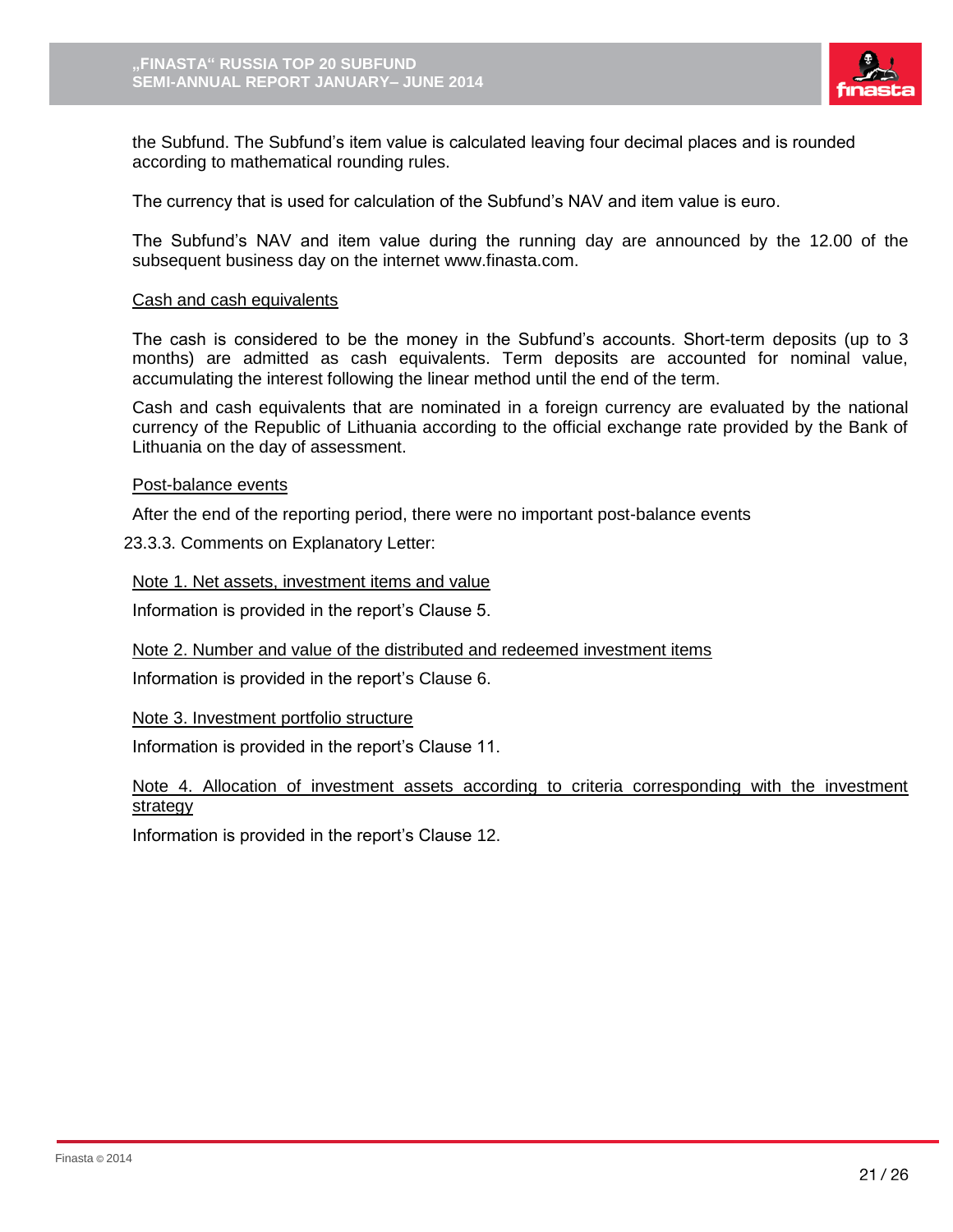the Subfund. The Subfund's item value is calculated leaving four decimal places and is rounded according to mathematical rounding rules.

The currency that is used for calculation of the Subfund's NAV and item value is euro.

The Subfund's NAV and item value during the running day are announced by the 12.00 of the subsequent business day on the internet www.finasta.com.

Cash and cash equivalents

The cash is considered to be the money in the Subfund's accounts. Short-term deposits (up to 3 months) are admitted as cash equivalents. Term deposits are accounted for nominal value, accumulating the interest following the linear method until the end of the term.

Cash and cash equivalents that are nominated in a foreign currency are evaluated by the national currency of the Republic of Lithuania according to the official exchange rate provided by the Bank of Lithuania on the day of assessment.

Post-balance events

After the end of the reporting period, there were no important post-balance events

23.3.3. Comments on Explanatory Letter:

Note 1. Net assets, investment items and value

Information is provided in the report's Clause 5.

Note 2. Number and value of the distributed and redeemed investment items

Information is provided in the report's Clause 6.

Note 3. Investment portfolio structure

Information is provided in the report's Clause 11.

Note 4. Allocation of investment assets according to criteria corresponding with the investment strategy

Information is provided in the report's Clause 12.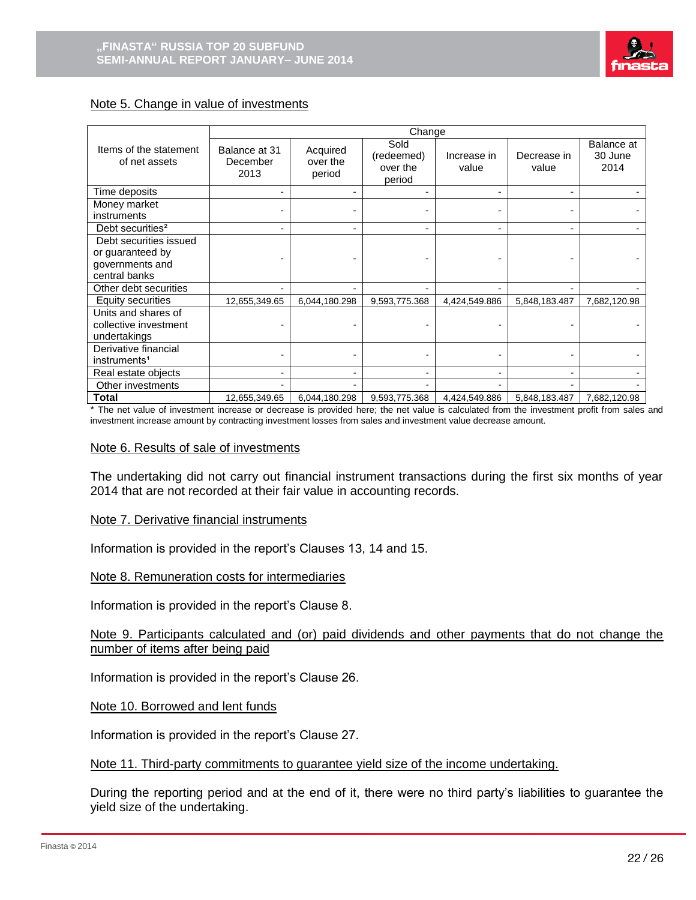Note 5. Change in value of investments

| Items of the statement of net assets | Change | | | | | |
|---|---|---|---|---|---|---|
| | Balance at 31 December 2013 | Acquired over the period | Sold (redeemed) over the period | Increase in value | Decrease in value | Balance at 30 June 2014 |
| Time deposits | - | - | - | - | - | - |
| Money market instruments | - | - | - | - | - | - |
| Debt securities[2] | - | - | - | - | - | - |
| Debt securities issued or guaranteed by governments and central banks | - | - | - | - | - | - |
| Other debt securities | - | - | - | - | - | - |
| Equity securities | 12,655,349.65 | 6,044,180.298 | 9,593,775.368 | 4,424,549.886 | 5,848,183.487 | 7,682,120.98 |
| Units and shares of collective investment undertakings | - | - | - | - | - | - |
| Derivative financial instruments[1] | - | - | - | - | - | - |
| Real estate objects | - | - | - | - | - | - |
| Other investments | - | - | - | - | - | - |
| **Total** | 12,655,349.65 | 6,044,180.298 | 9,593,775.368 | 4,424,549.886 | 5,848,183.487 | 7,682,120.98 |

* The net value of investment increase or decrease is provided here; the net value is calculated from the investment profit from sales and investment increase amount by contracting investment losses from sales and investment value decrease amount.

Note 6. Results of sale of investments

The undertaking did not carry out financial instrument transactions during the first six months of year 2014 that are not recorded at their fair value in accounting records.

Note 7. Derivative financial instruments

Information is provided in the report's Clauses 13, 14 and 15.

Note 8. Remuneration costs for intermediaries

Information is provided in the report's Clause 8.

Note 9. Participants calculated and (or) paid dividends and other payments that do not change the number of items after being paid

Information is provided in the report's Clause 26.

Note 10. Borrowed and lent funds

Information is provided in the report's Clause 27.

Note 11. Third-party commitments to guarantee yield size of the income undertaking.

During the reporting period and at the end of it, there were no third party's liabilities to guarantee the yield size of the undertaking.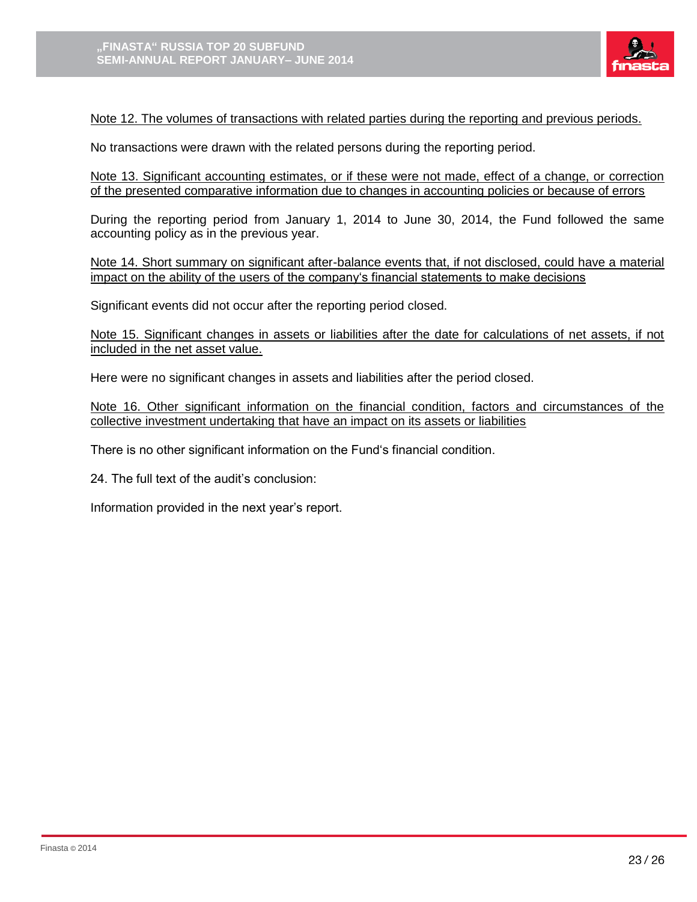<u>Note 12. The volumes of transactions with related parties during the reporting and previous periods.</u>

No transactions were drawn with the related persons during the reporting period.

<u>Note 13. Significant accounting estimates, or if these were not made, effect of a change, or correction of the presented comparative information due to changes in accounting policies or because of errors</u>

During the reporting period from January 1, 2014 to June 30, 2014, the Fund followed the same accounting policy as in the previous year.

<u>Note 14. Short summary on significant after-balance events that, if not disclosed, could have a material impact on the ability of the users of the company's financial statements to make decisions</u>

Significant events did not occur after the reporting period closed.

<u>Note 15. Significant changes in assets or liabilities after the date for calculations of net assets, if not included in the net asset value.</u>

Here were no significant changes in assets and liabilities after the period closed.

<u>Note 16. Other significant information on the financial condition, factors and circumstances of the collective investment undertaking that have an impact on its assets or liabilities</u>

There is no other significant information on the Fund's financial condition.

24. The full text of the audit's conclusion:

Information provided in the next year's report.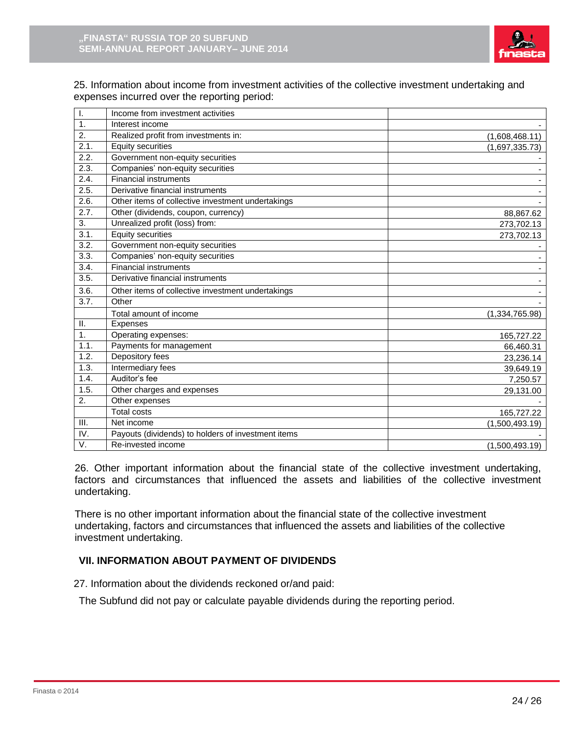25. Information about income from investment activities of the collective investment undertaking and expenses incurred over the reporting period:

| | | |
|---|---|---|
| I. | Income from investment activities | |
| 1. | Interest income | - |
| 2. | Realized profit from investments in: | (1,608,468.11) |
| 2.1. | Equity securities | (1,697,335.73) |
| 2.2. | Government non-equity securities | - |
| 2.3. | Companies' non-equity securities | - |
| 2.4. | Financial instruments | - |
| 2.5. | Derivative financial instruments | - |
| 2.6. | Other items of collective investment undertakings | - |
| 2.7. | Other (dividends, coupon, currency) | 88,867.62 |
| 3. | Unrealized profit (loss) from: | 273,702.13 |
| 3.1. | Equity securities | 273,702.13 |
| 3.2. | Government non-equity securities | - |
| 3.3. | Companies' non-equity securities | - |
| 3.4. | Financial instruments | - |
| 3.5. | Derivative financial instruments | - |
| 3.6. | Other items of collective investment undertakings | - |
| 3.7. | Other | - |
| | Total amount of income | (1,334,765.98) |
| II. | Expenses | |
| 1. | Operating expenses: | 165,727.22 |
| 1.1. | Payments for management | 66,460.31 |
| 1.2. | Depository fees | 23,236.14 |
| 1.3. | Intermediary fees | 39,649.19 |
| 1.4. | Auditor's fee | 7,250.57 |
| 1.5. | Other charges and expenses | 29,131.00 |
| 2. | Other expenses | - |
| | Total costs | 165,727.22 |
| III. | Net income | (1,500,493.19) |
| IV. | Payouts (dividends) to holders of investment items | - |
| V. | Re-invested income | (1,500,493.19) |

26. Other important information about the financial state of the collective investment undertaking, factors and circumstances that influenced the assets and liabilities of the collective investment undertaking.

There is no other important information about the financial state of the collective investment undertaking, factors and circumstances that influenced the assets and liabilities of the collective investment undertaking.

## VII. INFORMATION ABOUT PAYMENT OF DIVIDENDS

27. Information about the dividends reckoned or/and paid:

The Subfund did not pay or calculate payable dividends during the reporting period.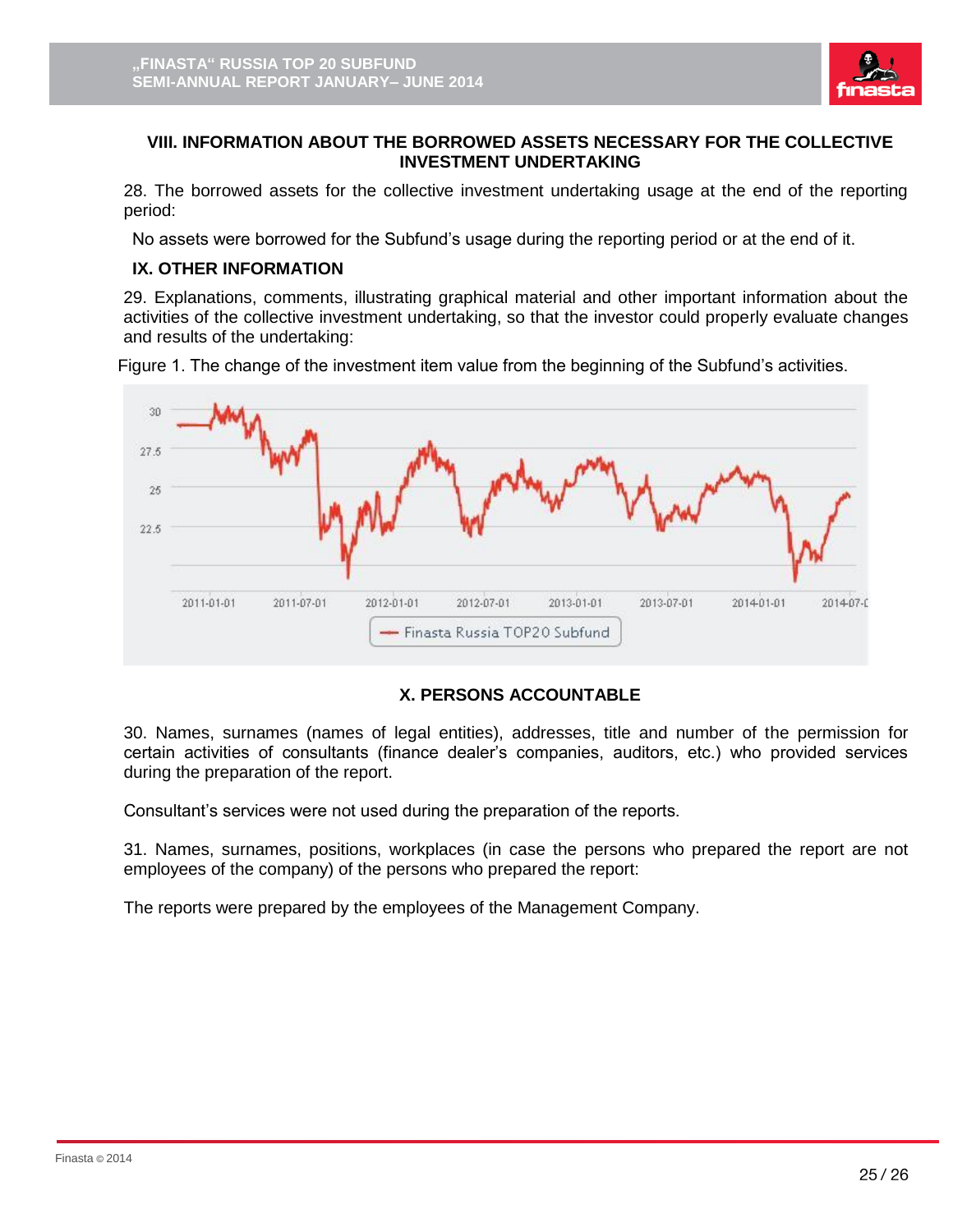## VIII. INFORMATION ABOUT THE BORROWED ASSETS NECESSARY FOR THE COLLECTIVE INVESTMENT UNDERTAKING

28. The borrowed assets for the collective investment undertaking usage at the end of the reporting period:

No assets were borrowed for the Subfund's usage during the reporting period or at the end of it.

## IX. OTHER INFORMATION

29. Explanations, comments, illustrating graphical material and other important information about the activities of the collective investment undertaking, so that the investor could properly evaluate changes and results of the undertaking:

Figure 1. The change of the investment item value from the beginning of the Subfund's activities.

## X. PERSONS ACCOUNTABLE

30. Names, surnames (names of legal entities), addresses, title and number of the permission for certain activities of consultants (finance dealer's companies, auditors, etc.) who provided services during the preparation of the report.

Consultant's services were not used during the preparation of the reports.

31. Names, surnames, positions, workplaces (in case the persons who prepared the report are not employees of the company) of the persons who prepared the report:

The reports were prepared by the employees of the Management Company.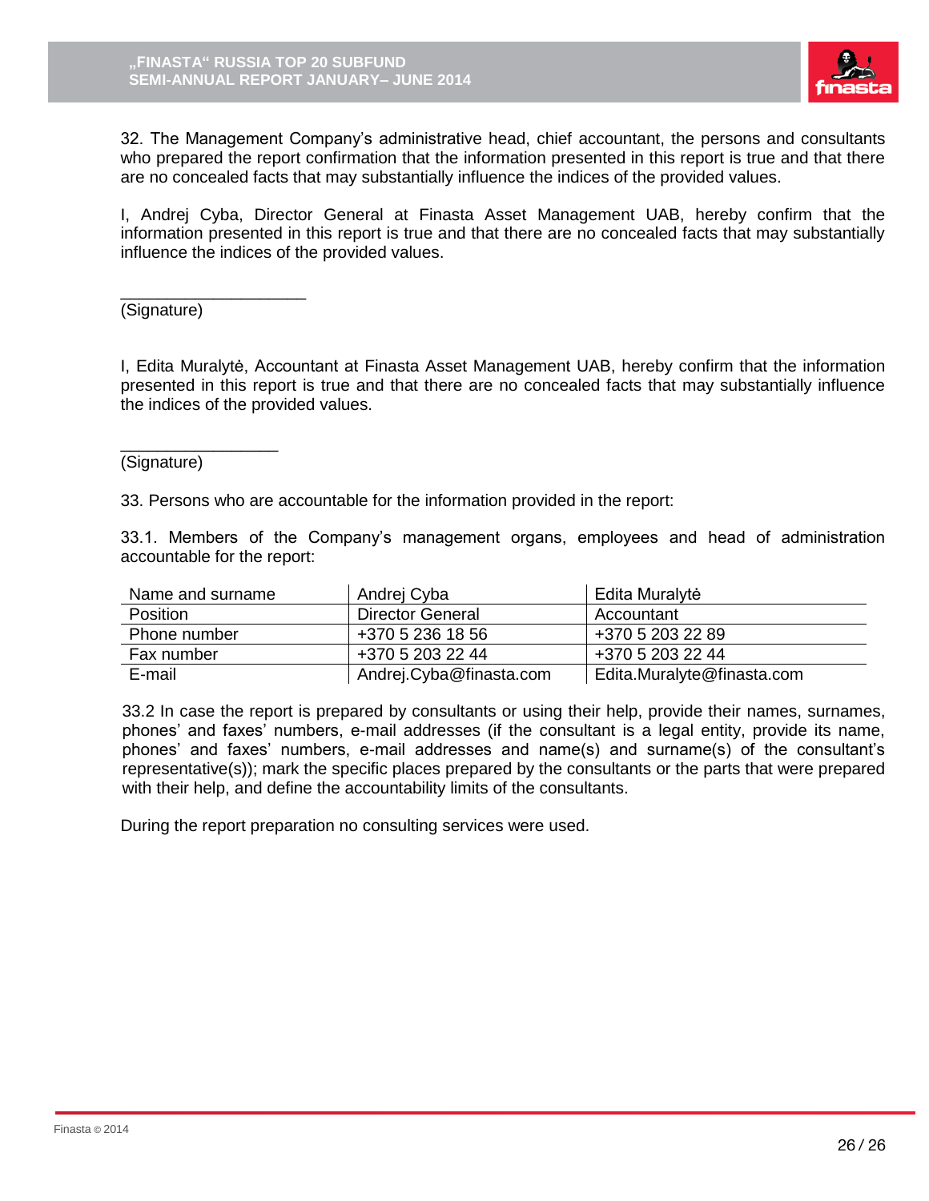32. The Management Company's administrative head, chief accountant, the persons and consultants who prepared the report confirmation that the information presented in this report is true and that there are no concealed facts that may substantially influence the indices of the provided values.

I, Andrej Cyba, Director General at Finasta Asset Management UAB, hereby confirm that the information presented in this report is true and that there are no concealed facts that may substantially influence the indices of the provided values.

____________________

(Signature)

I, Edita Muralytė, Accountant at Finasta Asset Management UAB, hereby confirm that the information presented in this report is true and that there are no concealed facts that may substantially influence the indices of the provided values.

_________________

(Signature)

33. Persons who are accountable for the information provided in the report:

33.1. Members of the Company's management organs, employees and head of administration accountable for the report:

| | | |
|---|---|---|
| Name and surname | Andrej Cyba | Edita Muralytė |
| Position | Director General | Accountant |
| Phone number | +370 5 236 18 56 | +370 5 203 22 89 |
| Fax number | +370 5 203 22 44 | +370 5 203 22 44 |
| E-mail | Andrej.Cyba@finasta.com | Edita.Muralyte@finasta.com |

33.2 In case the report is prepared by consultants or using their help, provide their names, surnames, phones' and faxes' numbers, e-mail addresses (if the consultant is a legal entity, provide its name, phones' and faxes' numbers, e-mail addresses and name(s) and surname(s) of the consultant's representative(s)); mark the specific places prepared by the consultants or the parts that were prepared with their help, and define the accountability limits of the consultants.

During the report preparation no consulting services were used.